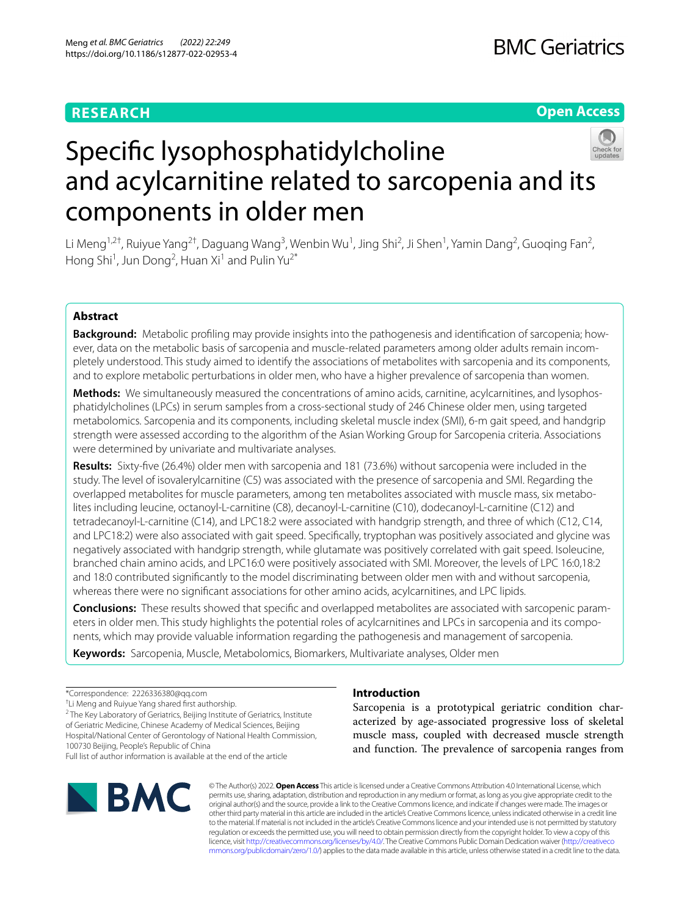RESEARCH

Open Access

# Specific lysophosphatidylcholine and acylcarnitine related to sarcopenia and its components in older men

Li Meng[1,2†], Ruiyue Yang[2†], Daguang Wang[3], Wenbin Wu[1], Jing Shi[2], Ji Shen[1], Yamin Dang[2], Guoqing Fan[2], Hong Shi[1], Jun Dong[2], Huan Xi[1] and Pulin Yu[2*]

## Abstract

**Background:** Metabolic profiling may provide insights into the pathogenesis and identification of sarcopenia; however, data on the metabolic basis of sarcopenia and muscle-related parameters among older adults remain incompletely understood. This study aimed to identify the associations of metabolites with sarcopenia and its components, and to explore metabolic perturbations in older men, who have a higher prevalence of sarcopenia than women.

**Methods:** We simultaneously measured the concentrations of amino acids, carnitine, acylcarnitines, and lysophosphatidylcholines (LPCs) in serum samples from a cross-sectional study of 246 Chinese older men, using targeted metabolomics. Sarcopenia and its components, including skeletal muscle index (SMI), 6-m gait speed, and handgrip strength were assessed according to the algorithm of the Asian Working Group for Sarcopenia criteria. Associations were determined by univariate and multivariate analyses.

**Results:** Sixty-five (26.4%) older men with sarcopenia and 181 (73.6%) without sarcopenia were included in the study. The level of isovalerylcarnitine (C5) was associated with the presence of sarcopenia and SMI. Regarding the overlapped metabolites for muscle parameters, among ten metabolites associated with muscle mass, six metabolites including leucine, octanoyl-L-carnitine (C8), decanoyl-L-carnitine (C10), dodecanoyl-L-carnitine (C12) and tetradecanoyl-L-carnitine (C14), and LPC18:2 were associated with handgrip strength, and three of which (C12, C14, and LPC18:2) were also associated with gait speed. Specifically, tryptophan was positively associated and glycine was negatively associated with handgrip strength, while glutamate was positively correlated with gait speed. Isoleucine, branched chain amino acids, and LPC16:0 were positively associated with SMI. Moreover, the levels of LPC 16:0,18:2 and 18:0 contributed significantly to the model discriminating between older men with and without sarcopenia, whereas there were no significant associations for other amino acids, acylcarnitines, and LPC lipids.

**Conclusions:** These results showed that specific and overlapped metabolites are associated with sarcopenic parameters in older men. This study highlights the potential roles of acylcarnitines and LPCs in sarcopenia and its components, which may provide valuable information regarding the pathogenesis and management of sarcopenia.

**Keywords:** Sarcopenia, Muscle, Metabolomics, Biomarkers, Multivariate analyses, Older men

*Correspondence: 2226336380@qq.com

†Li Meng and Ruiyue Yang shared first authorship.

[2] The Key Laboratory of Geriatrics, Beijing Institute of Geriatrics, Institute of Geriatric Medicine, Chinese Academy of Medical Sciences, Beijing Hospital/National Center of Gerontology of National Health Commission, 100730 Beijing, People's Republic of China

Full list of author information is available at the end of the article

## Introduction

Sarcopenia is a prototypical geriatric condition characterized by age-associated progressive loss of skeletal muscle mass, coupled with decreased muscle strength and function. The prevalence of sarcopenia ranges from

© The Author(s) 2022. **Open Access** This article is licensed under a Creative Commons Attribution 4.0 International License, which permits use, sharing, adaptation, distribution and reproduction in any medium or format, as long as you give appropriate credit to the original author(s) and the source, provide a link to the Creative Commons licence, and indicate if changes were made. The images or other third party material in this article are included in the article's Creative Commons licence, unless indicated otherwise in a credit line to the material. If material is not included in the article's Creative Commons licence and your intended use is not permitted by statutory regulation or exceeds the permitted use, you will need to obtain permission directly from the copyright holder. To view a copy of this licence, visit http://creativecommons.org/licenses/by/4.0/. The Creative Commons Public Domain Dedication waiver (http://creativecommons.org/publicdomain/zero/1.0/) applies to the data made available in this article, unless otherwise stated in a credit line to the data.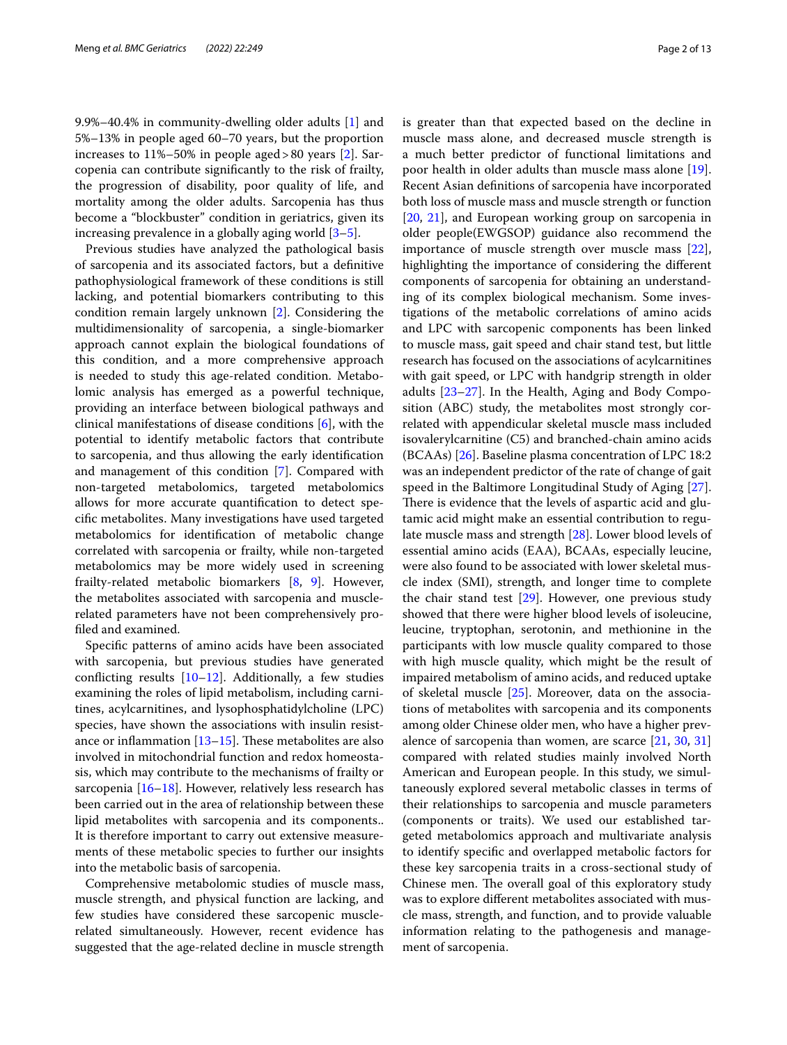9.9%–40.4% in community-dwelling older adults [1] and 5%–13% in people aged 60–70 years, but the proportion increases to 11%–50% in people aged > 80 years [2]. Sarcopenia can contribute significantly to the risk of frailty, the progression of disability, poor quality of life, and mortality among the older adults. Sarcopenia has thus become a "blockbuster" condition in geriatrics, given its increasing prevalence in a globally aging world [3–5].

Previous studies have analyzed the pathological basis of sarcopenia and its associated factors, but a definitive pathophysiological framework of these conditions is still lacking, and potential biomarkers contributing to this condition remain largely unknown [2]. Considering the multidimensionality of sarcopenia, a single-biomarker approach cannot explain the biological foundations of this condition, and a more comprehensive approach is needed to study this age-related condition. Metabolomic analysis has emerged as a powerful technique, providing an interface between biological pathways and clinical manifestations of disease conditions [6], with the potential to identify metabolic factors that contribute to sarcopenia, and thus allowing the early identification and management of this condition [7]. Compared with non-targeted metabolomics, targeted metabolomics allows for more accurate quantification to detect specific metabolites. Many investigations have used targeted metabolomics for identification of metabolic change correlated with sarcopenia or frailty, while non-targeted metabolomics may be more widely used in screening frailty-related metabolic biomarkers [8, 9]. However, the metabolites associated with sarcopenia and muscle-related parameters have not been comprehensively profiled and examined.

Specific patterns of amino acids have been associated with sarcopenia, but previous studies have generated conflicting results [10–12]. Additionally, a few studies examining the roles of lipid metabolism, including carnitines, acylcarnitines, and lysophosphatidylcholine (LPC) species, have shown the associations with insulin resistance or inflammation [13–15]. These metabolites are also involved in mitochondrial function and redox homeostasis, which may contribute to the mechanisms of frailty or sarcopenia [16–18]. However, relatively less research has been carried out in the area of relationship between these lipid metabolites with sarcopenia and its components.. It is therefore important to carry out extensive measurements of these metabolic species to further our insights into the metabolic basis of sarcopenia.

Comprehensive metabolomic studies of muscle mass, muscle strength, and physical function are lacking, and few studies have considered these sarcopenic muscle-related simultaneously. However, recent evidence has suggested that the age-related decline in muscle strength is greater than that expected based on the decline in muscle mass alone, and decreased muscle strength is a much better predictor of functional limitations and poor health in older adults than muscle mass alone [19]. Recent Asian definitions of sarcopenia have incorporated both loss of muscle mass and muscle strength or function [20, 21], and European working group on sarcopenia in older people(EWGSOP) guidance also recommend the importance of muscle strength over muscle mass [22], highlighting the importance of considering the different components of sarcopenia for obtaining an understanding of its complex biological mechanism. Some investigations of the metabolic correlations of amino acids and LPC with sarcopenic components has been linked to muscle mass, gait speed and chair stand test, but little research has focused on the associations of acylcarnitines with gait speed, or LPC with handgrip strength in older adults [23–27]. In the Health, Aging and Body Composition (ABC) study, the metabolites most strongly correlated with appendicular skeletal muscle mass included isovalerylcarnitine (C5) and branched-chain amino acids (BCAAs) [26]. Baseline plasma concentration of LPC 18:2 was an independent predictor of the rate of change of gait speed in the Baltimore Longitudinal Study of Aging [27]. There is evidence that the levels of aspartic acid and glutamic acid might make an essential contribution to regulate muscle mass and strength [28]. Lower blood levels of essential amino acids (EAA), BCAAs, especially leucine, were also found to be associated with lower skeletal muscle index (SMI), strength, and longer time to complete the chair stand test [29]. However, one previous study showed that there were higher blood levels of isoleucine, leucine, tryptophan, serotonin, and methionine in the participants with low muscle quality compared to those with high muscle quality, which might be the result of impaired metabolism of amino acids, and reduced uptake of skeletal muscle [25]. Moreover, data on the associations of metabolites with sarcopenia and its components among older Chinese older men, who have a higher prevalence of sarcopenia than women, are scarce [21, 30, 31] compared with related studies mainly involved North American and European people. In this study, we simultaneously explored several metabolic classes in terms of their relationships to sarcopenia and muscle parameters (components or traits). We used our established targeted metabolomics approach and multivariate analysis to identify specific and overlapped metabolic factors for these key sarcopenia traits in a cross-sectional study of Chinese men. The overall goal of this exploratory study was to explore different metabolites associated with muscle mass, strength, and function, and to provide valuable information relating to the pathogenesis and management of sarcopenia.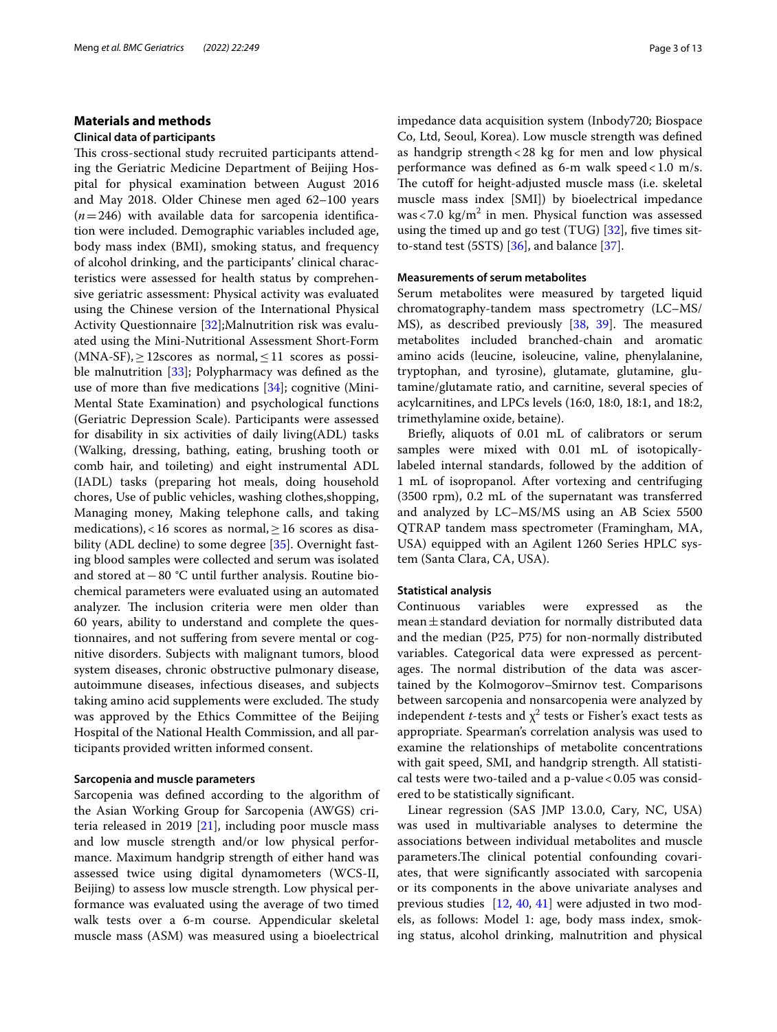## Materials and methods

### Clinical data of participants

This cross-sectional study recruited participants attending the Geriatric Medicine Department of Beijing Hospital for physical examination between August 2016 and May 2018. Older Chinese men aged 62–100 years ($n=246$) with available data for sarcopenia identification were included. Demographic variables included age, body mass index (BMI), smoking status, and frequency of alcohol drinking, and the participants' clinical characteristics were assessed for health status by comprehensive geriatric assessment: Physical activity was evaluated using the Chinese version of the International Physical Activity Questionnaire [32];Malnutrition risk was evaluated using the Mini-Nutritional Assessment Short-Form (MNA-SF), ≥ 12scores as normal, ≤ 11 scores as possible malnutrition [33]; Polypharmacy was defined as the use of more than five medications [34]; cognitive (Mini-Mental State Examination) and psychological functions (Geriatric Depression Scale). Participants were assessed for disability in six activities of daily living(ADL) tasks (Walking, dressing, bathing, eating, brushing tooth or comb hair, and toileting) and eight instrumental ADL (IADL) tasks (preparing hot meals, doing household chores, Use of public vehicles, washing clothes,shopping, Managing money, Making telephone calls, and taking medications), < 16 scores as normal, ≥ 16 scores as disability (ADL decline) to some degree [35]. Overnight fasting blood samples were collected and serum was isolated and stored at − 80 °C until further analysis. Routine biochemical parameters were evaluated using an automated analyzer. The inclusion criteria were men older than 60 years, ability to understand and complete the questionnaires, and not suffering from severe mental or cognitive disorders. Subjects with malignant tumors, blood system diseases, chronic obstructive pulmonary disease, autoimmune diseases, infectious diseases, and subjects taking amino acid supplements were excluded. The study was approved by the Ethics Committee of the Beijing Hospital of the National Health Commission, and all participants provided written informed consent.

### Sarcopenia and muscle parameters

Sarcopenia was defined according to the algorithm of the Asian Working Group for Sarcopenia (AWGS) criteria released in 2019 [21], including poor muscle mass and low muscle strength and/or low physical performance. Maximum handgrip strength of either hand was assessed twice using digital dynamometers (WCS-II, Beijing) to assess low muscle strength. Low physical performance was evaluated using the average of two timed walk tests over a 6-m course. Appendicular skeletal muscle mass (ASM) was measured using a bioelectrical impedance data acquisition system (Inbody720; Biospace Co, Ltd, Seoul, Korea). Low muscle strength was defined as handgrip strength < 28 kg for men and low physical performance was defined as 6-m walk speed < 1.0 m/s. The cutoff for height-adjusted muscle mass (i.e. skeletal muscle mass index [SMI]) by bioelectrical impedance was < 7.0 $kg/m^2$ in men. Physical function was assessed using the timed up and go test (TUG) [32], five times sit-to-stand test (5STS) [36], and balance [37].

### Measurements of serum metabolites

Serum metabolites were measured by targeted liquid chromatography-tandem mass spectrometry (LC–MS/MS), as described previously [38, 39]. The measured metabolites included branched-chain and aromatic amino acids (leucine, isoleucine, valine, phenylalanine, tryptophan, and tyrosine), glutamate, glutamine, glutamine/glutamate ratio, and carnitine, several species of acylcarnitines, and LPCs levels (16:0, 18:0, 18:1, and 18:2, trimethylamine oxide, betaine).

Briefly, aliquots of 0.01 mL of calibrators or serum samples were mixed with 0.01 mL of isotopically-labeled internal standards, followed by the addition of 1 mL of isopropanol. After vortexing and centrifuging (3500 rpm), 0.2 mL of the supernatant was transferred and analyzed by LC–MS/MS using an AB Sciex 5500 QTRAP tandem mass spectrometer (Framingham, MA, USA) equipped with an Agilent 1260 Series HPLC system (Santa Clara, CA, USA).

### Statistical analysis

Continuous variables were expressed as the mean ± standard deviation for normally distributed data and the median (P25, P75) for non-normally distributed variables. Categorical data were expressed as percentages. The normal distribution of the data was ascertained by the Kolmogorov–Smirnov test. Comparisons between sarcopenia and nonsarcopenia were analyzed by independent *t*-tests and $\chi^2$ tests or Fisher's exact tests as appropriate. Spearman's correlation analysis was used to examine the relationships of metabolite concentrations with gait speed, SMI, and handgrip strength. All statistical tests were two-tailed and a p-value < 0.05 was considered to be statistically significant.

Linear regression (SAS JMP 13.0.0, Cary, NC, USA) was used in multivariable analyses to determine the associations between individual metabolites and muscle parameters.The clinical potential confounding covariates, that were significantly associated with sarcopenia or its components in the above univariate analyses and previous studies [12, 40, 41] were adjusted in two models, as follows: Model 1: age, body mass index, smoking status, alcohol drinking, malnutrition and physical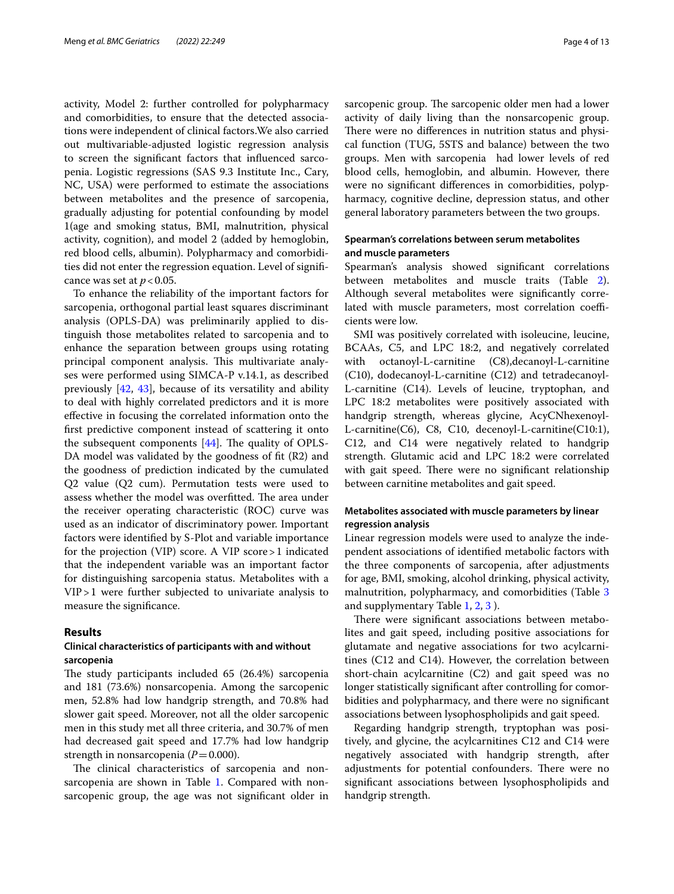activity, Model 2: further controlled for polypharmacy and comorbidities, to ensure that the detected associations were independent of clinical factors.We also carried out multivariable-adjusted logistic regression analysis to screen the significant factors that influenced sarcopenia. Logistic regressions (SAS 9.3 Institute Inc., Cary, NC, USA) were performed to estimate the associations between metabolites and the presence of sarcopenia, gradually adjusting for potential confounding by model 1(age and smoking status, BMI, malnutrition, physical activity, cognition), and model 2 (added by hemoglobin, red blood cells, albumin). Polypharmacy and comorbidities did not enter the regression equation. Level of significance was set at $p<0.05$.

To enhance the reliability of the important factors for sarcopenia, orthogonal partial least squares discriminant analysis (OPLS-DA) was preliminarily applied to distinguish those metabolites related to sarcopenia and to enhance the separation between groups using rotating principal component analysis. This multivariate analyses were performed using SIMCA-P v.14.1, as described previously [42, 43], because of its versatility and ability to deal with highly correlated predictors and it is more effective in focusing the correlated information onto the first predictive component instead of scattering it onto the subsequent components [44]. The quality of OPLS-DA model was validated by the goodness of fit (R2) and the goodness of prediction indicated by the cumulated Q2 value (Q2 cum). Permutation tests were used to assess whether the model was overfitted. The area under the receiver operating characteristic (ROC) curve was used as an indicator of discriminatory power. Important factors were identified by S-Plot and variable importance for the projection (VIP) score. A VIP score > 1 indicated that the independent variable was an important factor for distinguishing sarcopenia status. Metabolites with a VIP > 1 were further subjected to univariate analysis to measure the significance.

## Results

### Clinical characteristics of participants with and without sarcopenia

The study participants included 65 (26.4%) sarcopenia and 181 (73.6%) nonsarcopenia. Among the sarcopenic men, 52.8% had low handgrip strength, and 70.8% had slower gait speed. Moreover, not all the older sarcopenic men in this study met all three criteria, and 30.7% of men had decreased gait speed and 17.7% had low handgrip strength in nonsarcopenia ($P=0.000$).

The clinical characteristics of sarcopenia and nonsarcopenic are shown in Table 1. Compared with nonsarcopenic group, the age was not significant older in sarcopenic group. The sarcopenic older men had a lower activity of daily living than the nonsarcopenic group. There were no differences in nutrition status and physical function (TUG, 5STS and balance) between the two groups. Men with sarcopenia had lower levels of red blood cells, hemoglobin, and albumin. However, there were no significant differences in comorbidities, polypharmacy, cognitive decline, depression status, and other general laboratory parameters between the two groups.

### Spearman's correlations between serum metabolites and muscle parameters

Spearman's analysis showed significant correlations between metabolites and muscle traits (Table 2). Although several metabolites were significantly correlated with muscle parameters, most correlation coefficients were low.

SMI was positively correlated with isoleucine, leucine, BCAAs, C5, and LPC 18:2, and negatively correlated with octanoyl-L-carnitine (C8),decanoyl-L-carnitine (C10), dodecanoyl-L-carnitine (C12) and tetradecanoyl-L-carnitine (C14). Levels of leucine, tryptophan, and LPC 18:2 metabolites were positively associated with handgrip strength, whereas glycine, AcyCNhexenoyl-L-carnitine(C6), C8, C10, decenoyl-L-carnitine(C10:1), C12, and C14 were negatively related to handgrip strength. Glutamic acid and LPC 18:2 were correlated with gait speed. There were no significant relationship between carnitine metabolites and gait speed.

### Metabolites associated with muscle parameters by linear regression analysis

Linear regression models were used to analyze the independent associations of identified metabolic factors with the three components of sarcopenia, after adjustments for age, BMI, smoking, alcohol drinking, physical activity, malnutrition, polypharmacy, and comorbidities (Table 3 and supplymentary Table 1, 2, 3 ).

There were significant associations between metabolites and gait speed, including positive associations for glutamate and negative associations for two acylcarnitines (C12 and C14). However, the correlation between short-chain acylcarnitine (C2) and gait speed was no longer statistically significant after controlling for comorbidities and polypharmacy, and there were no significant associations between lysophospholipids and gait speed.

Regarding handgrip strength, tryptophan was positively, and glycine, the acylcarnitines C12 and C14 were negatively associated with handgrip strength, after adjustments for potential confounders. There were no significant associations between lysophospholipids and handgrip strength.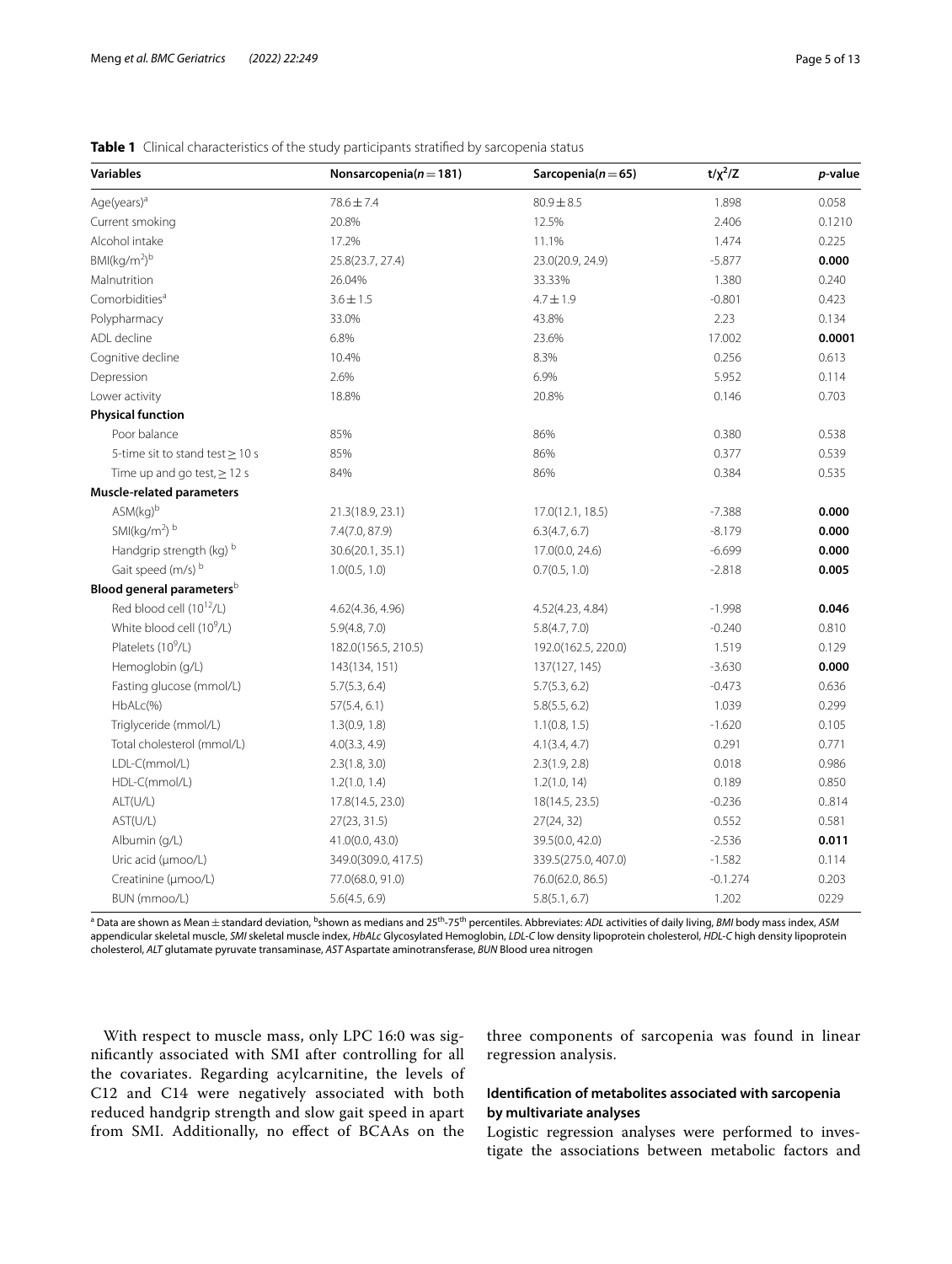**Table 1** Clinical characteristics of the study participants stratified by sarcopenia status

| Variables | Nonsarcopenia($n=181$) | Sarcopenia($n=65$) | $t/\chi^2/Z$ | *p*-value |
|---|---|---|---|---|
| Age(years)[a] | 78.6 ± 7.4 | 80.9 ± 8.5 | 1.898 | 0.058 |
| Current smoking | 20.8% | 12.5% | 2.406 | 0.1210 |
| Alcohol intake | 17.2% | 11.1% | 1.474 | 0.225 |
| BMI(kg/m$^2$)[b] | 25.8(23.7, 27.4) | 23.0(20.9, 24.9) | -5.877 | **0.000** |
| Malnutrition | 26.04% | 33.33% | 1.380 | 0.240 |
| Comorbidities[a] | 3.6 ± 1.5 | 4.7 ± 1.9 | -0.801 | 0.423 |
| Polypharmacy | 33.0% | 43.8% | 2.23 | 0.134 |
| ADL decline | 6.8% | 23.6% | 17.002 | **0.0001** |
| Cognitive decline | 10.4% | 8.3% | 0.256 | 0.613 |
| Depression | 2.6% | 6.9% | 5.952 | 0.114 |
| Lower activity | 18.8% | 20.8% | 0.146 | 0.703 |
| **Physical function** | | | | |
| Poor balance | 85% | 86% | 0.380 | 0.538 |
| 5-time sit to stand test ≥ 10 s | 85% | 86% | 0.377 | 0.539 |
| Time up and go test, ≥ 12 s | 84% | 86% | 0.384 | 0.535 |
| **Muscle-related parameters** | | | | |
| ASM(kg)[b] | 21.3(18.9, 23.1) | 17.0(12.1, 18.5) | -7.388 | **0.000** |
| SMI(kg/m$^2$)[b] | 7.4(7.0, 87.9) | 6.3(4.7, 6.7) | -8.179 | **0.000** |
| Handgrip strength (kg)[b] | 30.6(20.1, 35.1) | 17.0(0.0, 24.6) | -6.699 | **0.000** |
| Gait speed (m/s)[b] | 1.0(0.5, 1.0) | 0.7(0.5, 1.0) | -2.818 | **0.005** |
| **Blood general parameters**[b] | | | | |
| Red blood cell ($10^{12}$/L) | 4.62(4.36, 4.96) | 4.52(4.23, 4.84) | -1.998 | **0.046** |
| White blood cell ($10^9$/L) | 5.9(4.8, 7.0) | 5.8(4.7, 7.0) | -0.240 | 0.810 |
| Platelets ($10^9$/L) | 182.0(156.5, 210.5) | 192.0(162.5, 220.0) | 1.519 | 0.129 |
| Hemoglobin (g/L) | 143(134, 151) | 137(127, 145) | -3.630 | **0.000** |
| Fasting glucose (mmol/L) | 5.7(5.3, 6.4) | 5.7(5.3, 6.2) | -0.473 | 0.636 |
| HbALc(%) | 57(5.4, 6.1) | 5.8(5.5, 6.2) | 1.039 | 0.299 |
| Triglyceride (mmol/L) | 1.3(0.9, 1.8) | 1.1(0.8, 1.5) | -1.620 | 0.105 |
| Total cholesterol (mmol/L) | 4.0(3.3, 4.9) | 4.1(3.4, 4.7) | 0.291 | 0.771 |
| LDL-C(mmol/L) | 2.3(1.8, 3.0) | 2.3(1.9, 2.8) | 0.018 | 0.986 |
| HDL-C(mmol/L) | 1.2(1.0, 1.4) | 1.2(1.0, 14) | 0.189 | 0.850 |
| ALT(U/L) | 17.8(14.5, 23.0) | 18(14.5, 23.5) | -0.236 | 0..814 |
| AST(U/L) | 27(23, 31.5) | 27(24, 32) | 0.552 | 0.581 |
| Albumin (g/L) | 41.0(0.0, 43.0) | 39.5(0.0, 42.0) | -2.536 | **0.011** |
| Uric acid (μmoo/L) | 349.0(309.0, 417.5) | 339.5(275.0, 407.0) | -1.582 | 0.114 |
| Creatinine (μmoo/L) | 77.0(68.0, 91.0) | 76.0(62.0, 86.5) | -0.1.274 | 0.203 |
| BUN (mmoo/L) | 5.6(4.5, 6.9) | 5.8(5.1, 6.7) | 1.202 | 0229 |

[a] Data are shown as Mean ± standard deviation, [b]shown as medians and 25th-75th percentiles. Abbreviates: *ADL* activities of daily living, *BMI* body mass index, *ASM* appendicular skeletal muscle, *SMI* skeletal muscle index, *HbALc* Glycosylated Hemoglobin, *LDL-C* low density lipoprotein cholesterol, *HDL-C* high density lipoprotein cholesterol, *ALT* glutamate pyruvate transaminase, *AST* Aspartate aminotransferase, *BUN* Blood urea nitrogen

With respect to muscle mass, only LPC 16:0 was significantly associated with SMI after controlling for all the covariates. Regarding acylcarnitine, the levels of C12 and C14 were negatively associated with both reduced handgrip strength and slow gait speed in apart from SMI. Additionally, no effect of BCAAs on the three components of sarcopenia was found in linear regression analysis.

### Identification of metabolites associated with sarcopenia by multivariate analyses

Logistic regression analyses were performed to investigate the associations between metabolic factors and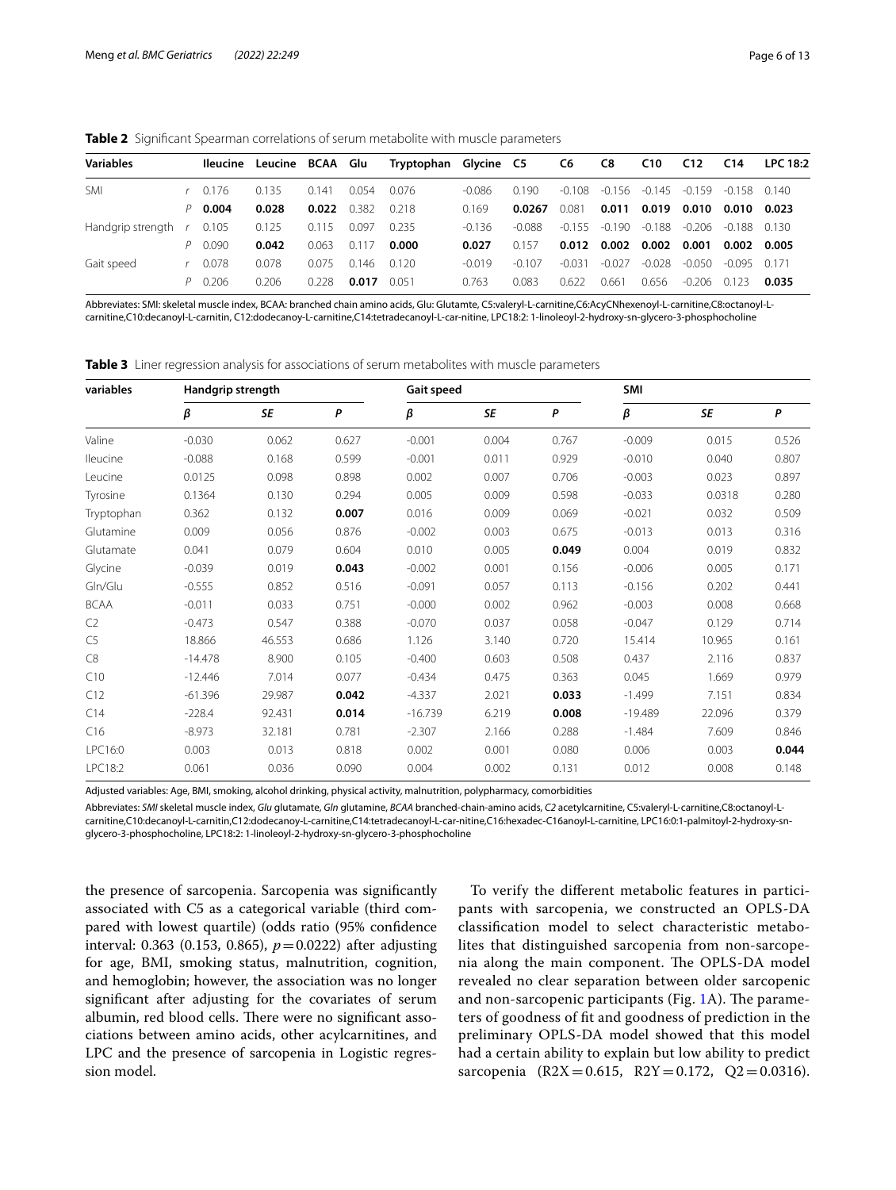**Table 2** Significant Spearman correlations of serum metabolite with muscle parameters

| Variables | | Ileucine | Leucine | BCAA | Glu | Tryptophan | Glycine | C5 | C6 | C8 | C10 | C12 | C14 | LPC 18:2 |
|---|---|---|---|---|---|---|---|---|---|---|---|---|---|---|
| SMI | r | 0.176 | 0.135 | 0.141 | 0.054 | 0.076 | -0.086 | 0.190 | -0.108 | -0.156 | -0.145 | -0.159 | -0.158 | 0.140 |
| | P | **0.004** | **0.028** | **0.022** | 0.382 | 0.218 | 0.169 | **0.0267** | 0.081 | **0.011** | **0.019** | **0.010** | **0.010** | **0.023** |
| Handgrip strength | r | 0.105 | 0.125 | 0.115 | 0.097 | 0.235 | -0.136 | -0.088 | -0.155 | -0.190 | -0.188 | -0.206 | -0.188 | 0.130 |
| | P | 0.090 | **0.042** | 0.063 | 0.117 | **0.000** | **0.027** | 0.157 | **0.012** | **0.002** | **0.002** | **0.001** | **0.002** | **0.005** |
| Gait speed | r | 0.078 | 0.078 | 0.075 | 0.146 | 0.120 | -0.019 | -0.107 | -0.031 | -0.027 | -0.028 | -0.050 | -0.095 | 0.171 |
| | P | 0.206 | 0.206 | 0.228 | **0.017** | 0.051 | 0.763 | 0.083 | 0.622 | 0.661 | 0.656 | -0.206 | 0.123 | **0.035** |

Abbreviates: SMI: skeletal muscle index, BCAA: branched chain amino acids, Glu: Glutamte, C5:valeryl-L-carnitine,C6:AcyCNhexenoyl-L-carnitine,C8:octanoyl-L-carnitine,C10:decanoyl-L-carnitin, C12:dodecanoy-L-carnitine,C14:tetradecanoyl-L-car-nitine, LPC18:2: 1-linoleoyl-2-hydroxy-sn-glycero-3-phosphocholine

**Table 3** Liner regression analysis for associations of serum metabolites with muscle parameters

| variables | Handgrip strength | | | Gait speed | | | SMI | | |
|---|---|---|---|---|---|---|---|---|---|
| | *β* | *SE* | *P* | *β* | *SE* | *P* | *β* | *SE* | *P* |
| Valine | -0.030 | 0.062 | 0.627 | -0.001 | 0.004 | 0.767 | -0.009 | 0.015 | 0.526 |
| Ileucine | -0.088 | 0.168 | 0.599 | -0.001 | 0.011 | 0.929 | -0.010 | 0.040 | 0.807 |
| Leucine | 0.0125 | 0.098 | 0.898 | 0.002 | 0.007 | 0.706 | -0.003 | 0.023 | 0.897 |
| Tyrosine | 0.1364 | 0.130 | 0.294 | 0.005 | 0.009 | 0.598 | -0.033 | 0.0318 | 0.280 |
| Tryptophan | 0.362 | 0.132 | **0.007** | 0.016 | 0.009 | 0.069 | -0.021 | 0.032 | 0.509 |
| Glutamine | 0.009 | 0.056 | 0.876 | -0.002 | 0.003 | 0.675 | -0.013 | 0.013 | 0.316 |
| Glutamate | 0.041 | 0.079 | 0.604 | 0.010 | 0.005 | **0.049** | 0.004 | 0.019 | 0.832 |
| Glycine | -0.039 | 0.019 | **0.043** | -0.002 | 0.001 | 0.156 | -0.006 | 0.005 | 0.171 |
| Gln/Glu | -0.555 | 0.852 | 0.516 | -0.091 | 0.057 | 0.113 | -0.156 | 0.202 | 0.441 |
| BCAA | -0.011 | 0.033 | 0.751 | -0.000 | 0.002 | 0.962 | -0.003 | 0.008 | 0.668 |
| C2 | -0.473 | 0.547 | 0.388 | -0.070 | 0.037 | 0.058 | -0.047 | 0.129 | 0.714 |
| C5 | 18.866 | 46.553 | 0.686 | 1.126 | 3.140 | 0.720 | 15.414 | 10.965 | 0.161 |
| C8 | -14.478 | 8.900 | 0.105 | -0.400 | 0.603 | 0.508 | 0.437 | 2.116 | 0.837 |
| C10 | -12.446 | 7.014 | 0.077 | -0.434 | 0.475 | 0.363 | 0.045 | 1.669 | 0.979 |
| C12 | -61.396 | 29.987 | **0.042** | -4.337 | 2.021 | **0.033** | -1.499 | 7.151 | 0.834 |
| C14 | -228.4 | 92.431 | **0.014** | -16.739 | 6.219 | **0.008** | -19.489 | 22.096 | 0.379 |
| C16 | -8.973 | 32.181 | 0.781 | -2.307 | 2.166 | 0.288 | -1.484 | 7.609 | 0.846 |
| LPC16:0 | 0.003 | 0.013 | 0.818 | 0.002 | 0.001 | 0.080 | 0.006 | 0.003 | **0.044** |
| LPC18:2 | 0.061 | 0.036 | 0.090 | 0.004 | 0.002 | 0.131 | 0.012 | 0.008 | 0.148 |

Adjusted variables: Age, BMI, smoking, alcohol drinking, physical activity, malnutrition, polypharmacy, comorbidities

Abbreviates: *SMI* skeletal muscle index, *Glu* glutamate, *Gln* glutamine, *BCAA* branched-chain-amino acids, *C2* acetylcarnitine, C5:valeryl-L-carnitine, C8:octanoyl-L-carnitine,C10:decanoyl-L-carnitin,C12:dodecanoy-L-carnitine,C14:tetradecanoyl-L-car-nitine,C16:hexadec-C16anoyl-L-carnitine, LPC16:0:1-palmitoyl-2-hydroxy-sn-glycero-3-phosphocholine, LPC18:2: 1-linoleoyl-2-hydroxy-sn-glycero-3-phosphocholine

the presence of sarcopenia. Sarcopenia was significantly associated with C5 as a categorical variable (third compared with lowest quartile) (odds ratio (95% confidence interval: 0.363 (0.153, 0.865), $p = 0.0222$) after adjusting for age, BMI, smoking status, malnutrition, cognition, and hemoglobin; however, the association was no longer significant after adjusting for the covariates of serum albumin, red blood cells. There were no significant associations between amino acids, other acylcarnitines, and LPC and the presence of sarcopenia in Logistic regression model.

To verify the different metabolic features in participants with sarcopenia, we constructed an OPLS-DA classification model to select characteristic metabolites that distinguished sarcopenia from non-sarcopenia along the main component. The OPLS-DA model revealed no clear separation between older sarcopenic and non-sarcopenic participants (Fig. 1A). The parameters of goodness of fit and goodness of prediction in the preliminary OPLS-DA model showed that this model had a certain ability to explain but low ability to predict sarcopenia ($R2X = 0.615$, $R2Y = 0.172$, $Q2 = 0.0316$).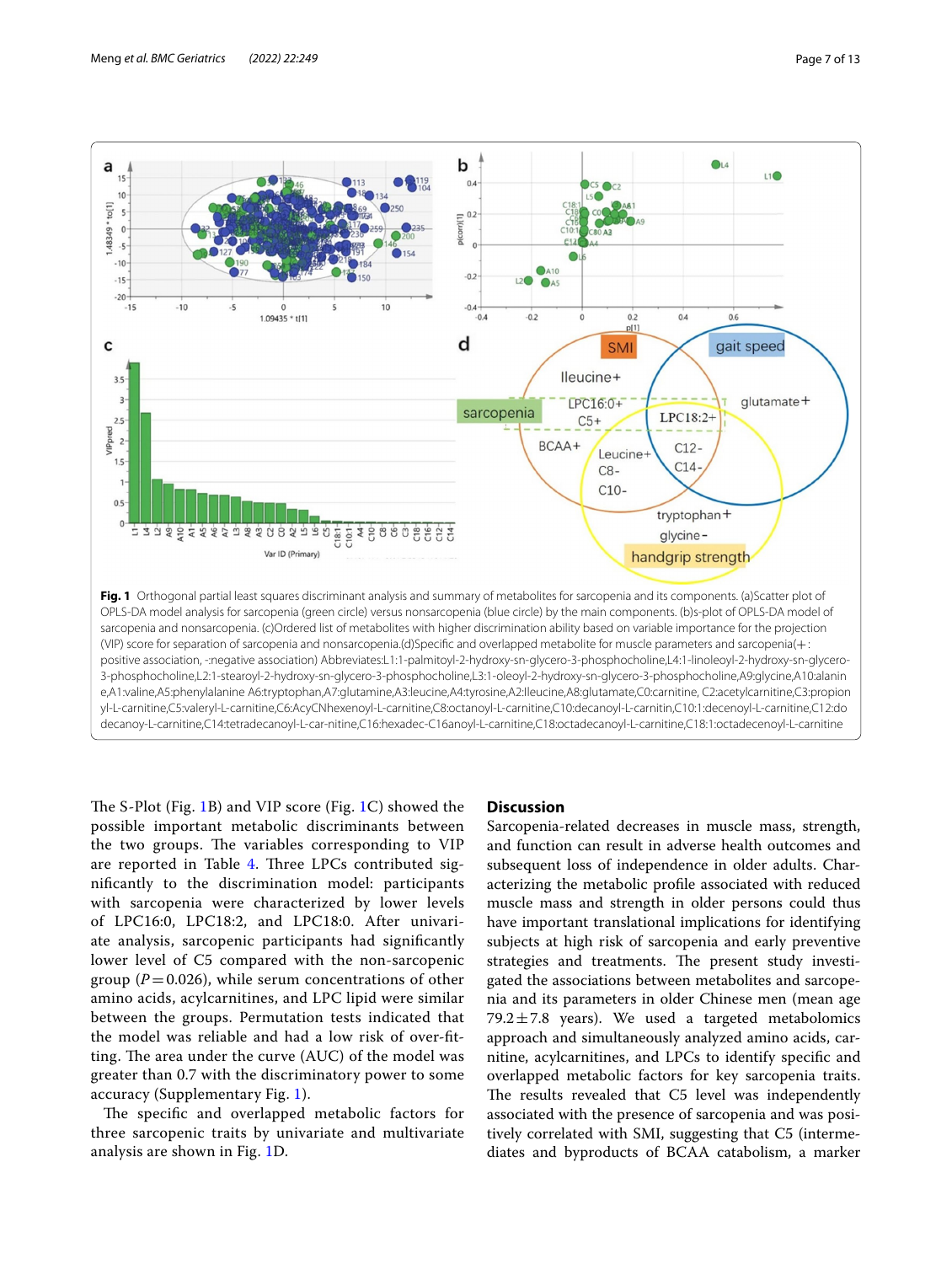**Fig. 1** Orthogonal partial least squares discriminant analysis and summary of metabolites for sarcopenia and its components. (a)Scatter plot of OPLS-DA model analysis for sarcopenia (green circle) versus nonsarcopenia (blue circle) by the main components. (b)s-plot of OPLS-DA model of sarcopenia and nonsarcopenia. (c)Ordered list of metabolites with higher discrimination ability based on variable importance for the projection (VIP) score for separation of sarcopenia and nonsarcopenia.(d)Specific and overlapped metabolite for muscle parameters and sarcopenia(+: positive association, -:negative association) Abbreviates:L1:1-palmitoyl-2-hydroxy-sn-glycero-3-phosphocholine,L4:1-linoleoyl-2-hydroxy-sn-glycero-3-phosphocholine,L2:1-stearoyl-2-hydroxy-sn-glycero-3-phosphocholine,L3:1-oleoyl-2-hydroxy-sn-glycero-3-phosphocholine,A9:glycine,A10:alanine,A1:valine,A5:phenylalanine A6:tryptophan,A7:glutamine,A3:leucine,A4:tyrosine,A2:Ileucine,A8:glutamate,C0:carnitine, C2:acetylcarnitine,C3:propionyl-L-carnitine,C5:valeryl-L-carnitine,C6:AcyCNhexenoyl-L-carnitine,C8:octanoyl-L-carnitine,C10:decanoyl-L-carnitin,C10:1:decenoyl-L-carnitine,C12:dodecanoyl-L-carnitine,C14:tetradecanoyl-L-car-nitine,C16:hexadec-C16anoyl-L-carnitine,C18:octadecanoyl-L-carnitine,C18:1:octadecenoyl-L-carnitine

The S-Plot (Fig. 1B) and VIP score (Fig. 1C) showed the possible important metabolic discriminants between the two groups. The variables corresponding to VIP are reported in Table 4. Three LPCs contributed significantly to the discrimination model: participants with sarcopenia were characterized by lower levels of LPC16:0, LPC18:2, and LPC18:0. After univariate analysis, sarcopenic participants had significantly lower level of C5 compared with the non-sarcopenic group ($P = 0.026$), while serum concentrations of other amino acids, acylcarnitines, and LPC lipid were similar between the groups. Permutation tests indicated that the model was reliable and had a low risk of over-fitting. The area under the curve (AUC) of the model was greater than 0.7 with the discriminatory power to some accuracy (Supplementary Fig. 1).

The specific and overlapped metabolic factors for three sarcopenic traits by univariate and multivariate analysis are shown in Fig. 1D.

## Discussion

Sarcopenia-related decreases in muscle mass, strength, and function can result in adverse health outcomes and subsequent loss of independence in older adults. Characterizing the metabolic profile associated with reduced muscle mass and strength in older persons could thus have important translational implications for identifying subjects at high risk of sarcopenia and early preventive strategies and treatments. The present study investigated the associations between metabolites and sarcopenia and its parameters in older Chinese men (mean age $79.2 \pm 7.8$ years). We used a targeted metabolomics approach and simultaneously analyzed amino acids, carnitine, acylcarnitines, and LPCs to identify specific and overlapped metabolic factors for key sarcopenia traits. The results revealed that C5 level was independently associated with the presence of sarcopenia and was positively correlated with SMI, suggesting that C5 (intermediates and byproducts of BCAA catabolism, a marker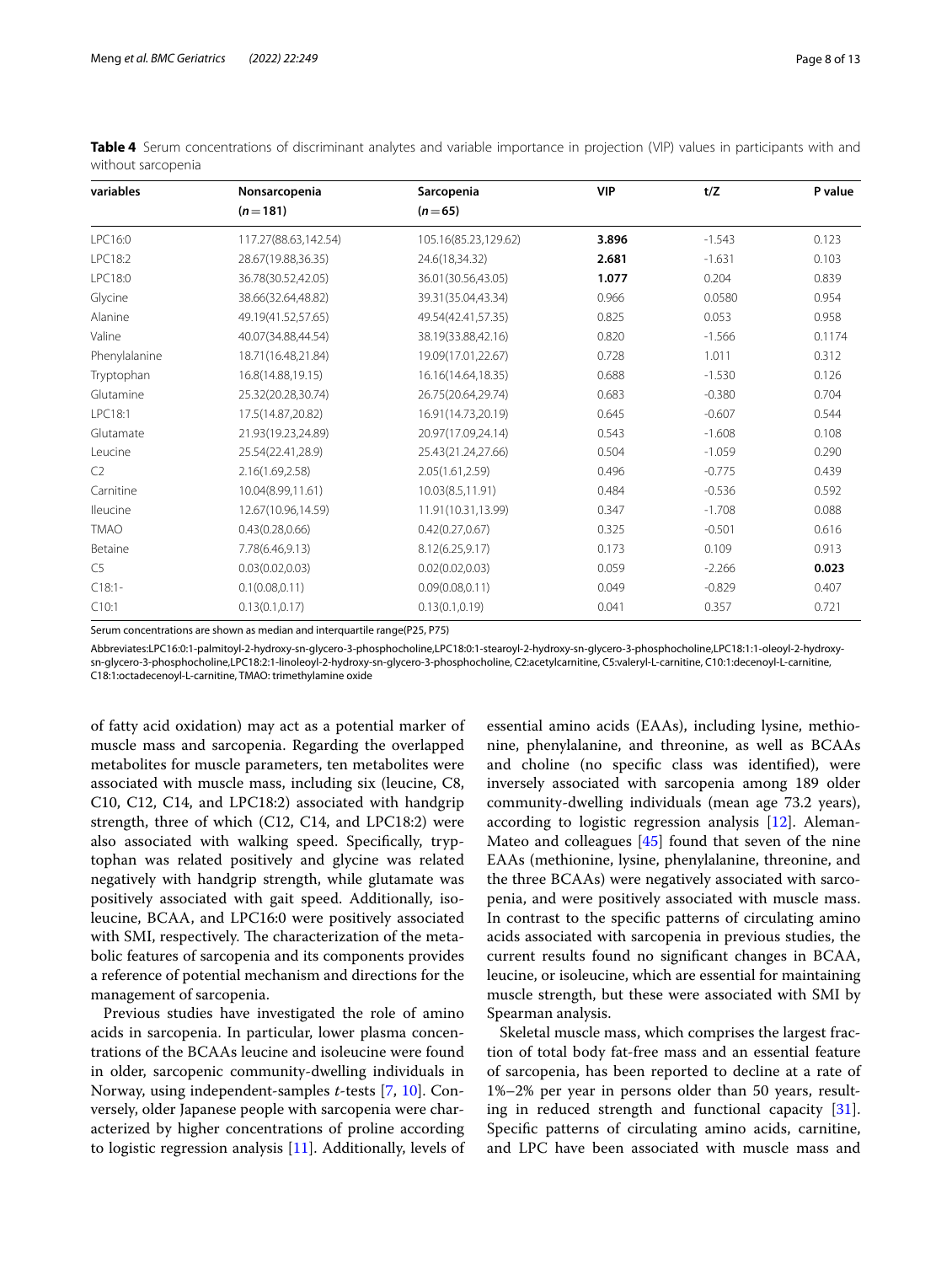**Table 4** Serum concentrations of discriminant analytes and variable importance in projection (VIP) values in participants with and without sarcopenia

| variables | Nonsarcopenia ($n=181$) | Sarcopenia ($n=65$) | VIP | t/Z | P value |
|---|---|---|---|---|---|
| LPC16:0 | 117.27(88.63,142.54) | 105.16(85.23,129.62) | **3.896** | -1.543 | 0.123 |
| LPC18:2 | 28.67(19.88,36.35) | 24.6(18,34.32) | **2.681** | -1.631 | 0.103 |
| LPC18:0 | 36.78(30.52,42.05) | 36.01(30.56,43.05) | **1.077** | 0.204 | 0.839 |
| Glycine | 38.66(32.64,48.82) | 39.31(35.04,43.34) | 0.966 | 0.0580 | 0.954 |
| Alanine | 49.19(41.52,57.65) | 49.54(42.41,57.35) | 0.825 | 0.053 | 0.958 |
| Valine | 40.07(34.88,44.54) | 38.19(33.88,42.16) | 0.820 | -1.566 | 0.1174 |
| Phenylalanine | 18.71(16.48,21.84) | 19.09(17.01,22.67) | 0.728 | 1.011 | 0.312 |
| Tryptophan | 16.8(14.88,19.15) | 16.16(14.64,18.35) | 0.688 | -1.530 | 0.126 |
| Glutamine | 25.32(20.28,30.74) | 26.75(20.64,29.74) | 0.683 | -0.380 | 0.704 |
| LPC18:1 | 17.5(14.87,20.82) | 16.91(14.73,20.19) | 0.645 | -0.607 | 0.544 |
| Glutamate | 21.93(19.23,24.89) | 20.97(17.09,24.14) | 0.543 | -1.608 | 0.108 |
| Leucine | 25.54(22.41,28.9) | 25.43(21.24,27.66) | 0.504 | -1.059 | 0.290 |
| C2 | 2.16(1.69,2.58) | 2.05(1.61,2.59) | 0.496 | -0.775 | 0.439 |
| Carnitine | 10.04(8.99,11.61) | 10.03(8.5,11.91) | 0.484 | -0.536 | 0.592 |
| Ileucine | 12.67(10.96,14.59) | 11.91(10.31,13.99) | 0.347 | -1.708 | 0.088 |
| TMAO | 0.43(0.28,0.66) | 0.42(0.27,0.67) | 0.325 | -0.501 | 0.616 |
| Betaine | 7.78(6.46,9.13) | 8.12(6.25,9.17) | 0.173 | 0.109 | 0.913 |
| C5 | 0.03(0.02,0.03) | 0.02(0.02,0.03) | 0.059 | -2.266 | **0.023** |
| C18:1- | 0.1(0.08,0.11) | 0.09(0.08,0.11) | 0.049 | -0.829 | 0.407 |
| C10:1 | 0.13(0.1,0.17) | 0.13(0.1,0.19) | 0.041 | 0.357 | 0.721 |

Serum concentrations are shown as median and interquartile range(P25, P75)

Abbreviates:LPC16:0:1-palmitoyl-2-hydroxy-sn-glycero-3-phosphocholine,LPC18:0:1-stearoyl-2-hydroxy-sn-glycero-3-phosphocholine,LPC18:1:1-oleoyl-2-hydroxy-sn-glycero-3-phosphocholine,LPC18:2:1-linoleoyl-2-hydroxy-sn-glycero-3-phosphocholine, C2:acetylcarnitine, C5:valeryl-L-carnitine, C10:1:decenoyl-L-carnitine, C18:1:octadecenoyl-L-carnitine, TMAO: trimethylamine oxide

of fatty acid oxidation) may act as a potential marker of muscle mass and sarcopenia. Regarding the overlapped metabolites for muscle parameters, ten metabolites were associated with muscle mass, including six (leucine, C8, C10, C12, C14, and LPC18:2) associated with handgrip strength, three of which (C12, C14, and LPC18:2) were also associated with walking speed. Specifically, tryptophan was related positively and glycine was related negatively with handgrip strength, while glutamate was positively associated with gait speed. Additionally, isoleucine, BCAA, and LPC16:0 were positively associated with SMI, respectively. The characterization of the metabolic features of sarcopenia and its components provides a reference of potential mechanism and directions for the management of sarcopenia.

Previous studies have investigated the role of amino acids in sarcopenia. In particular, lower plasma concentrations of the BCAAs leucine and isoleucine were found in older, sarcopenic community-dwelling individuals in Norway, using independent-samples *t*-tests [7, 10]. Conversely, older Japanese people with sarcopenia were characterized by higher concentrations of proline according to logistic regression analysis [11]. Additionally, levels of essential amino acids (EAAs), including lysine, methionine, phenylalanine, and threonine, as well as BCAAs and choline (no specific class was identified), were inversely associated with sarcopenia among 189 older community-dwelling individuals (mean age 73.2 years), according to logistic regression analysis [12]. Aleman-Mateo and colleagues [45] found that seven of the nine EAAs (methionine, lysine, phenylalanine, threonine, and the three BCAAs) were negatively associated with sarcopenia, and were positively associated with muscle mass. In contrast to the specific patterns of circulating amino acids associated with sarcopenia in previous studies, the current results found no significant changes in BCAA, leucine, or isoleucine, which are essential for maintaining muscle strength, but these were associated with SMI by Spearman analysis.

Skeletal muscle mass, which comprises the largest fraction of total body fat-free mass and an essential feature of sarcopenia, has been reported to decline at a rate of 1%–2% per year in persons older than 50 years, resulting in reduced strength and functional capacity [31]. Specific patterns of circulating amino acids, carnitine, and LPC have been associated with muscle mass and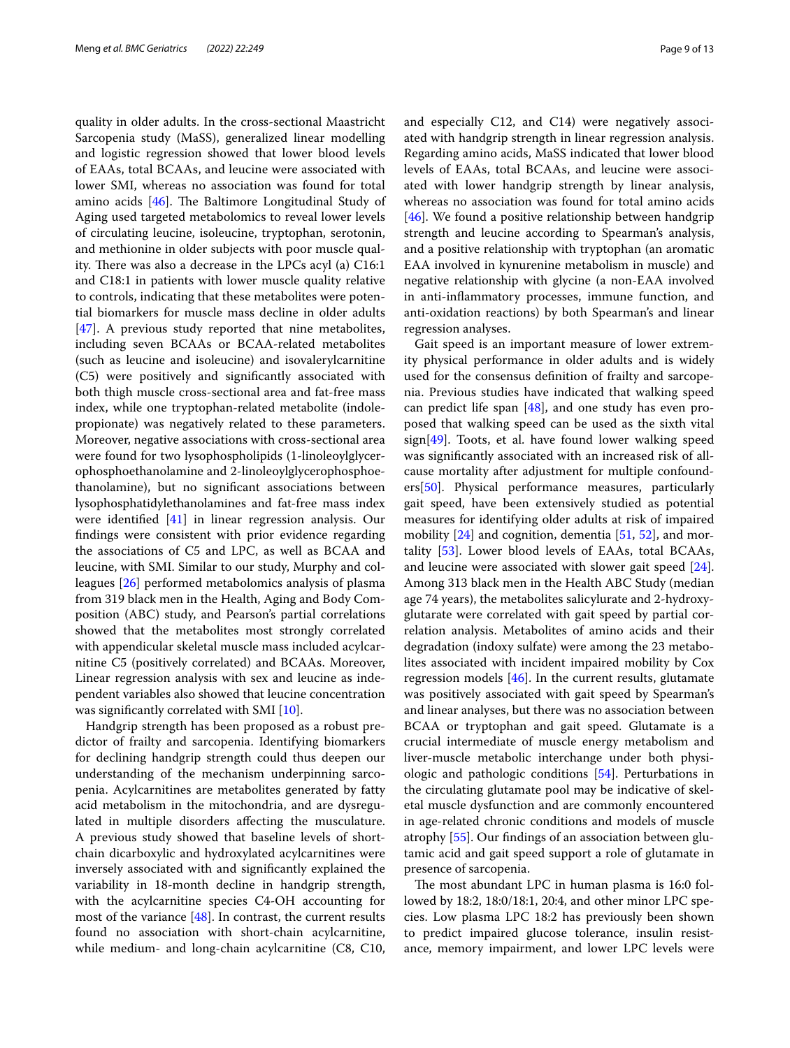quality in older adults. In the cross-sectional Maastricht Sarcopenia study (MaSS), generalized linear modelling and logistic regression showed that lower blood levels of EAAs, total BCAAs, and leucine were associated with lower SMI, whereas no association was found for total amino acids [46]. The Baltimore Longitudinal Study of Aging used targeted metabolomics to reveal lower levels of circulating leucine, isoleucine, tryptophan, serotonin, and methionine in older subjects with poor muscle quality. There was also a decrease in the LPCs acyl (a) C16:1 and C18:1 in patients with lower muscle quality relative to controls, indicating that these metabolites were potential biomarkers for muscle mass decline in older adults [47]. A previous study reported that nine metabolites, including seven BCAAs or BCAA-related metabolites (such as leucine and isoleucine) and isovalerylcarnitine (C5) were positively and significantly associated with both thigh muscle cross-sectional area and fat-free mass index, while one tryptophan-related metabolite (indolepropionate) was negatively related to these parameters. Moreover, negative associations with cross-sectional area were found for two lysophospholipids (1-linoleoylglycerophosphoethanolamine and 2-linoleoylglycerophosphoethanolamine), but no significant associations between lysophosphatidylethanolamines and fat-free mass index were identified [41] in linear regression analysis. Our findings were consistent with prior evidence regarding the associations of C5 and LPC, as well as BCAA and leucine, with SMI. Similar to our study, Murphy and colleagues [26] performed metabolomics analysis of plasma from 319 black men in the Health, Aging and Body Composition (ABC) study, and Pearson's partial correlations showed that the metabolites most strongly correlated with appendicular skeletal muscle mass included acylcarnitine C5 (positively correlated) and BCAAs. Moreover, Linear regression analysis with sex and leucine as independent variables also showed that leucine concentration was significantly correlated with SMI [10].

Handgrip strength has been proposed as a robust predictor of frailty and sarcopenia. Identifying biomarkers for declining handgrip strength could thus deepen our understanding of the mechanism underpinning sarcopenia. Acylcarnitines are metabolites generated by fatty acid metabolism in the mitochondria, and are dysregulated in multiple disorders affecting the musculature. A previous study showed that baseline levels of short-chain dicarboxylic and hydroxylated acylcarnitines were inversely associated with and significantly explained the variability in 18-month decline in handgrip strength, with the acylcarnitine species C4-OH accounting for most of the variance [48]. In contrast, the current results found no association with short-chain acylcarnitine, while medium- and long-chain acylcarnitine (C8, C10, and especially C12, and C14) were negatively associated with handgrip strength in linear regression analysis. Regarding amino acids, MaSS indicated that lower blood levels of EAAs, total BCAAs, and leucine were associated with lower handgrip strength by linear analysis, whereas no association was found for total amino acids [46]. We found a positive relationship between handgrip strength and leucine according to Spearman's analysis, and a positive relationship with tryptophan (an aromatic EAA involved in kynurenine metabolism in muscle) and negative relationship with glycine (a non-EAA involved in anti-inflammatory processes, immune function, and anti-oxidation reactions) by both Spearman's and linear regression analyses.

Gait speed is an important measure of lower extremity physical performance in older adults and is widely used for the consensus definition of frailty and sarcopenia. Previous studies have indicated that walking speed can predict life span [48], and one study has even proposed that walking speed can be used as the sixth vital sign[49]. Toots, et al. have found lower walking speed was significantly associated with an increased risk of all-cause mortality after adjustment for multiple confounders[50]. Physical performance measures, particularly gait speed, have been extensively studied as potential measures for identifying older adults at risk of impaired mobility [24] and cognition, dementia [51, 52], and mortality [53]. Lower blood levels of EAAs, total BCAAs, and leucine were associated with slower gait speed [24]. Among 313 black men in the Health ABC Study (median age 74 years), the metabolites salicylurate and 2-hydroxyglutarate were correlated with gait speed by partial correlation analysis. Metabolites of amino acids and their degradation (indoxy sulfate) were among the 23 metabolites associated with incident impaired mobility by Cox regression models [46]. In the current results, glutamate was positively associated with gait speed by Spearman's and linear analyses, but there was no association between BCAA or tryptophan and gait speed. Glutamate is a crucial intermediate of muscle energy metabolism and liver-muscle metabolic interchange under both physiologic and pathologic conditions [54]. Perturbations in the circulating glutamate pool may be indicative of skeletal muscle dysfunction and are commonly encountered in age-related chronic conditions and models of muscle atrophy [55]. Our findings of an association between glutamic acid and gait speed support a role of glutamate in presence of sarcopenia.

The most abundant LPC in human plasma is 16:0 followed by 18:2, 18:0/18:1, 20:4, and other minor LPC species. Low plasma LPC 18:2 has previously been shown to predict impaired glucose tolerance, insulin resistance, memory impairment, and lower LPC levels were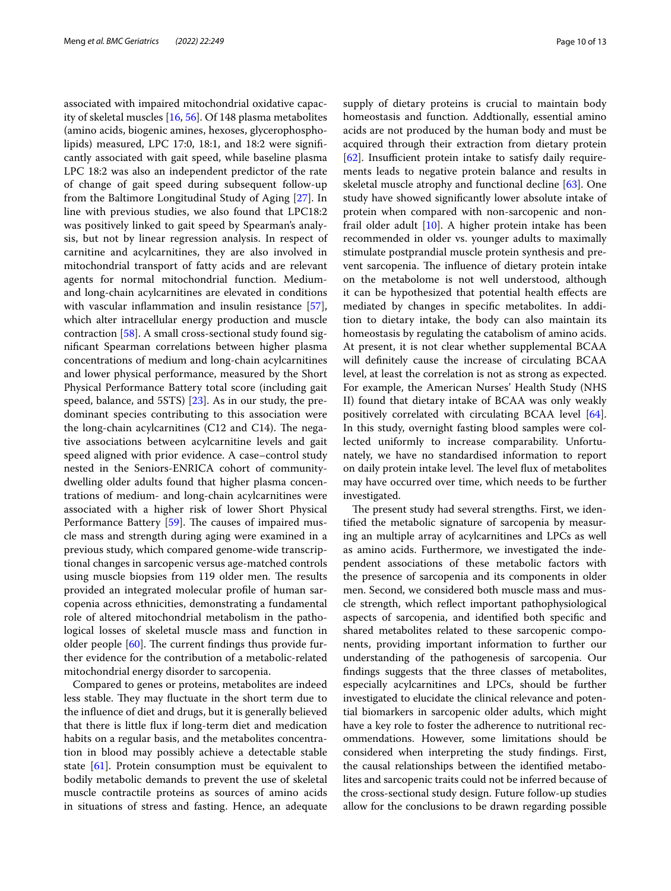associated with impaired mitochondrial oxidative capacity of skeletal muscles [16, 56]. Of 148 plasma metabolites (amino acids, biogenic amines, hexoses, glycerophospholipids) measured, LPC 17:0, 18:1, and 18:2 were significantly associated with gait speed, while baseline plasma LPC 18:2 was also an independent predictor of the rate of change of gait speed during subsequent follow-up from the Baltimore Longitudinal Study of Aging [27]. In line with previous studies, we also found that LPC18:2 was positively linked to gait speed by Spearman's analysis, but not by linear regression analysis. In respect of carnitine and acylcarnitines, they are also involved in mitochondrial transport of fatty acids and are relevant agents for normal mitochondrial function. Medium- and long-chain acylcarnitines are elevated in conditions with vascular inflammation and insulin resistance [57], which alter intracellular energy production and muscle contraction [58]. A small cross-sectional study found significant Spearman correlations between higher plasma concentrations of medium and long-chain acylcarnitines and lower physical performance, measured by the Short Physical Performance Battery total score (including gait speed, balance, and 5STS) [23]. As in our study, the predominant species contributing to this association were the long-chain acylcarnitines (C12 and C14). The negative associations between acylcarnitine levels and gait speed aligned with prior evidence. A case–control study nested in the Seniors-ENRICA cohort of community-dwelling older adults found that higher plasma concentrations of medium- and long-chain acylcarnitines were associated with a higher risk of lower Short Physical Performance Battery [59]. The causes of impaired muscle mass and strength during aging were examined in a previous study, which compared genome-wide transcriptional changes in sarcopenic versus age-matched controls using muscle biopsies from 119 older men. The results provided an integrated molecular profile of human sarcopenia across ethnicities, demonstrating a fundamental role of altered mitochondrial metabolism in the pathological losses of skeletal muscle mass and function in older people [60]. The current findings thus provide further evidence for the contribution of a metabolic-related mitochondrial energy disorder to sarcopenia.

Compared to genes or proteins, metabolites are indeed less stable. They may fluctuate in the short term due to the influence of diet and drugs, but it is generally believed that there is little flux if long-term diet and medication habits on a regular basis, and the metabolites concentration in blood may possibly achieve a detectable stable state [61]. Protein consumption must be equivalent to bodily metabolic demands to prevent the use of skeletal muscle contractile proteins as sources of amino acids in situations of stress and fasting. Hence, an adequate supply of dietary proteins is crucial to maintain body homeostasis and function. Addtionally, essential amino acids are not produced by the human body and must be acquired through their extraction from dietary protein [62]. Insufficient protein intake to satisfy daily requirements leads to negative protein balance and results in skeletal muscle atrophy and functional decline [63]. One study have showed significantly lower absolute intake of protein when compared with non-sarcopenic and non-frail older adult [10]. A higher protein intake has been recommended in older vs. younger adults to maximally stimulate postprandial muscle protein synthesis and prevent sarcopenia. The influence of dietary protein intake on the metabolome is not well understood, although it can be hypothesized that potential health effects are mediated by changes in specific metabolites. In addition to dietary intake, the body can also maintain its homeostasis by regulating the catabolism of amino acids. At present, it is not clear whether supplemental BCAA will definitely cause the increase of circulating BCAA level, at least the correlation is not as strong as expected. For example, the American Nurses' Health Study (NHS II) found that dietary intake of BCAA was only weakly positively correlated with circulating BCAA level [64]. In this study, overnight fasting blood samples were collected uniformly to increase comparability. Unfortunately, we have no standardised information to report on daily protein intake level. The level flux of metabolites may have occurred over time, which needs to be further investigated.

The present study had several strengths. First, we identified the metabolic signature of sarcopenia by measuring an multiple array of acylcarnitines and LPCs as well as amino acids. Furthermore, we investigated the independent associations of these metabolic factors with the presence of sarcopenia and its components in older men. Second, we considered both muscle mass and muscle strength, which reflect important pathophysiological aspects of sarcopenia, and identified both specific and shared metabolites related to these sarcopenic components, providing important information to further our understanding of the pathogenesis of sarcopenia. Our findings suggests that the three classes of metabolites, especially acylcarnitines and LPCs, should be further investigated to elucidate the clinical relevance and potential biomarkers in sarcopenic older adults, which might have a key role to foster the adherence to nutritional recommendations. However, some limitations should be considered when interpreting the study findings. First, the causal relationships between the identified metabolites and sarcopenic traits could not be inferred because of the cross-sectional study design. Future follow-up studies allow for the conclusions to be drawn regarding possible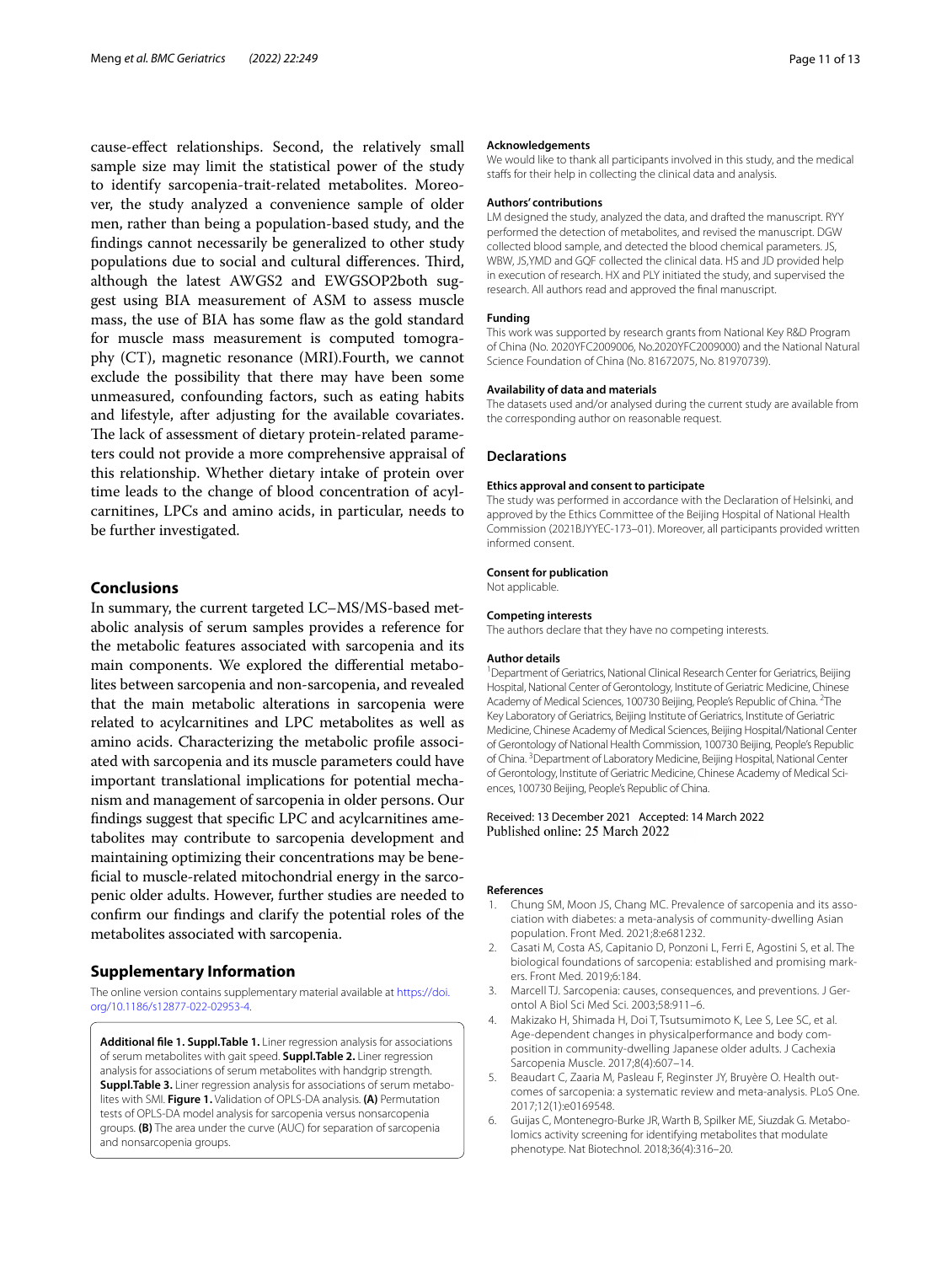cause-effect relationships. Second, the relatively small sample size may limit the statistical power of the study to identify sarcopenia-trait-related metabolites. Moreover, the study analyzed a convenience sample of older men, rather than being a population-based study, and the findings cannot necessarily be generalized to other study populations due to social and cultural differences. Third, although the latest AWGS2 and EWGSOP2both suggest using BIA measurement of ASM to assess muscle mass, the use of BIA has some flaw as the gold standard for muscle mass measurement is computed tomography (CT), magnetic resonance (MRI).Fourth, we cannot exclude the possibility that there may have been some unmeasured, confounding factors, such as eating habits and lifestyle, after adjusting for the available covariates. The lack of assessment of dietary protein-related parameters could not provide a more comprehensive appraisal of this relationship. Whether dietary intake of protein over time leads to the change of blood concentration of acylcarnitines, LPCs and amino acids, in particular, needs to be further investigated.

## Conclusions

In summary, the current targeted LC–MS/MS-based metabolic analysis of serum samples provides a reference for the metabolic features associated with sarcopenia and its main components. We explored the differential metabolites between sarcopenia and non-sarcopenia, and revealed that the main metabolic alterations in sarcopenia were related to acylcarnitines and LPC metabolites as well as amino acids. Characterizing the metabolic profile associated with sarcopenia and its muscle parameters could have important translational implications for potential mechanism and management of sarcopenia in older persons. Our findings suggest that specific LPC and acylcarnitines ametabolites may contribute to sarcopenia development and maintaining optimizing their concentrations may be beneficial to muscle-related mitochondrial energy in the sarcopenic older adults. However, further studies are needed to confirm our findings and clarify the potential roles of the metabolites associated with sarcopenia.

## Supplementary Information

The online version contains supplementary material available at https://doi.org/10.1186/s12877-022-02953-4.

**Additional file 1. Suppl.Table 1.** Liner regression analysis for associations of serum metabolites with gait speed. **Suppl.Table 2.** Liner regression analysis for associations of serum metabolites with handgrip strength. **Suppl.Table 3.** Liner regression analysis for associations of serum metabolites with SMI. **Figure 1.** Validation of OPLS-DA analysis. **(A)** Permutation tests of OPLS-DA model analysis for sarcopenia versus nonsarcopenia groups. **(B)** The area under the curve (AUC) for separation of sarcopenia and nonsarcopenia groups.

#### Acknowledgements

We would like to thank all participants involved in this study, and the medical staffs for their help in collecting the clinical data and analysis.

#### Authors' contributions

LM designed the study, analyzed the data, and drafted the manuscript. RYY performed the detection of metabolites, and revised the manuscript. DGW collected blood sample, and detected the blood chemical parameters. JS, WBW, JS,YMD and GQF collected the clinical data. HS and JD provided help in execution of research. HX and PLY initiated the study, and supervised the research. All authors read and approved the final manuscript.

#### Funding

This work was supported by research grants from National Key R&D Program of China (No. 2020YFC2009006, No.2020YFC2009000) and the National Natural Science Foundation of China (No. 81672075, No. 81970739).

#### Availability of data and materials

The datasets used and/or analysed during the current study are available from the corresponding author on reasonable request.

### Declarations

#### Ethics approval and consent to participate

The study was performed in accordance with the Declaration of Helsinki, and approved by the Ethics Committee of the Beijing Hospital of National Health Commission (2021BJYYEC-173–01). Moreover, all participants provided written informed consent.

#### Consent for publication

Not applicable.

#### Competing interests

The authors declare that they have no competing interests.

#### Author details

[1]Department of Geriatrics, National Clinical Research Center for Geriatrics, Beijing Hospital, National Center of Gerontology, Institute of Geriatric Medicine, Chinese Academy of Medical Sciences, 100730 Beijing, People's Republic of China. [2]The Key Laboratory of Geriatrics, Beijing Institute of Geriatrics, Institute of Geriatric Medicine, Chinese Academy of Medical Sciences, Beijing Hospital/National Center of Gerontology of National Health Commission, 100730 Beijing, People's Republic of China. [3]Department of Laboratory Medicine, Beijing Hospital, National Center of Gerontology, Institute of Geriatric Medicine, Chinese Academy of Medical Sciences, 100730 Beijing, People's Republic of China.

Received: 13 December 2021 Accepted: 14 March 2022
Published online: 25 March 2022

#### References

1. Chung SM, Moon JS, Chang MC. Prevalence of sarcopenia and its association with diabetes: a meta-analysis of community-dwelling Asian population. Front Med. 2021;8:e681232.
2. Casati M, Costa AS, Capitanio D, Ponzoni L, Ferri E, Agostini S, et al. The biological foundations of sarcopenia: established and promising markers. Front Med. 2019;6:184.
3. Marcell TJ. Sarcopenia: causes, consequences, and preventions. J Gerontol A Biol Sci Med Sci. 2003;58:911–6.
4. Makizako H, Shimada H, Doi T, Tsutsumimoto K, Lee S, Lee SC, et al. Age-dependent changes in physicalperformance and body composition in community-dwelling Japanese older adults. J Cachexia Sarcopenia Muscle. 2017;8(4):607–14.
5. Beaudart C, Zaaria M, Pasleau F, Reginster JY, Bruyère O. Health outcomes of sarcopenia: a systematic review and meta-analysis. PLoS One. 2017;12(1):e0169548.
6. Guijas C, Montenegro-Burke JR, Warth B, Spilker ME, Siuzdak G. Metabolomics activity screening for identifying metabolites that modulate phenotype. Nat Biotechnol. 2018;36(4):316–20.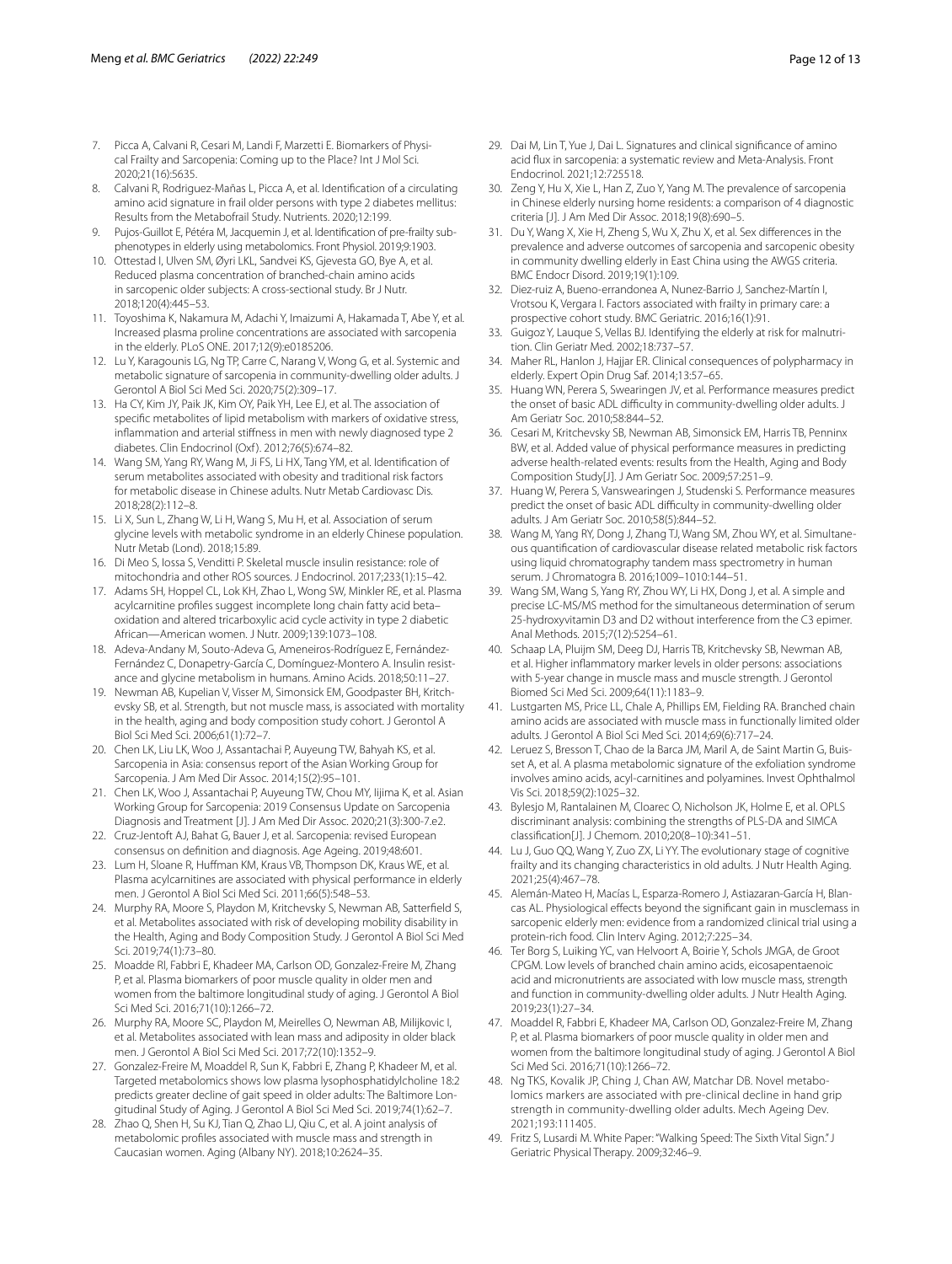7. Picca A, Calvani R, Cesari M, Landi F, Marzetti E. Biomarkers of Physical Frailty and Sarcopenia: Coming up to the Place? Int J Mol Sci. 2020;21(16):5635.
8. Calvani R, Rodriguez-Mañas L, Picca A, et al. Identification of a circulating amino acid signature in frail older persons with type 2 diabetes mellitus: Results from the Metabofrail Study. Nutrients. 2020;12:199.
9. Pujos-Guillot E, Pétéra M, Jacquemin J, et al. Identification of pre-frailty sub-phenotypes in elderly using metabolomics. Front Physiol. 2019;9:1903.
10. Ottestad I, Ulven SM, Øyri LKL, Sandvei KS, Gjevesta GO, Bye A, et al. Reduced plasma concentration of branched-chain amino acids in sarcopenic older subjects: A cross-sectional study. Br J Nutr. 2018;120(4):445–53.
11. Toyoshima K, Nakamura M, Adachi Y, Imaizumi A, Hakamada T, Abe Y, et al. Increased plasma proline concentrations are associated with sarcopenia in the elderly. PLoS ONE. 2017;12(9):e0185206.
12. Lu Y, Karagounis LG, Ng TP, Carre C, Narang V, Wong G, et al. Systemic and metabolic signature of sarcopenia in community-dwelling older adults. J Gerontol A Biol Sci Med Sci. 2020;75(2):309–17.
13. Ha CY, Kim JY, Paik JK, Kim OY, Paik YH, Lee EJ, et al. The association of specific metabolites of lipid metabolism with markers of oxidative stress, inflammation and arterial stiffness in men with newly diagnosed type 2 diabetes. Clin Endocrinol (Oxf). 2012;76(5):674–82.
14. Wang SM, Yang RY, Wang M, Ji FS, Li HX, Tang YM, et al. Identification of serum metabolites associated with obesity and traditional risk factors for metabolic disease in Chinese adults. Nutr Metab Cardiovasc Dis. 2018;28(2):112–8.
15. Li X, Sun L, Zhang W, Li H, Wang S, Mu H, et al. Association of serum glycine levels with metabolic syndrome in an elderly Chinese population. Nutr Metab (Lond). 2018;15:89.
16. Di Meo S, Iossa S, Venditti P. Skeletal muscle insulin resistance: role of mitochondria and other ROS sources. J Endocrinol. 2017;233(1):15–42.
17. Adams SH, Hoppel CL, Lok KH, Zhao L, Wong SW, Minkler RE, et al. Plasma acylcarnitine profiles suggest incomplete long chain fatty acid beta–oxidation and altered tricarboxylic acid cycle activity in type 2 diabetic African—American women. J Nutr. 2009;139:1073–108.
18. Adeva-Andany M, Souto-Adeva G, Ameneiros-Rodríguez E, Fernández-Fernández C, Donapetry-García C, Domínguez-Montero A. Insulin resistance and glycine metabolism in humans. Amino Acids. 2018;50:11–27.
19. Newman AB, Kupelian V, Visser M, Simonsick EM, Goodpaster BH, Kritchevsky SB, et al. Strength, but not muscle mass, is associated with mortality in the health, aging and body composition study cohort. J Gerontol A Biol Sci Med Sci. 2006;61(1):72–7.
20. Chen LK, Liu LK, Woo J, Assantachai P, Auyeung TW, Bahyah KS, et al. Sarcopenia in Asia: consensus report of the Asian Working Group for Sarcopenia. J Am Med Dir Assoc. 2014;15(2):95–101.
21. Chen LK, Woo J, Assantachai P, Auyeung TW, Chou MY, Iijima K, et al. Asian Working Group for Sarcopenia: 2019 Consensus Update on Sarcopenia Diagnosis and Treatment [J]. J Am Med Dir Assoc. 2020;21(3):300-7.e2.
22. Cruz-Jentoft AJ, Bahat G, Bauer J, et al. Sarcopenia: revised European consensus on definition and diagnosis. Age Ageing. 2019;48:601.
23. Lum H, Sloane R, Huffman KM, Kraus VB, Thompson DK, Kraus WE, et al. Plasma acylcarnitines are associated with physical performance in elderly men. J Gerontol A Biol Sci Med Sci. 2011;66(5):548–53.
24. Murphy RA, Moore S, Playdon M, Kritchevsky S, Newman AB, Satterfield S, et al. Metabolites associated with risk of developing mobility disability in the Health, Aging and Body Composition Study. J Gerontol A Biol Sci Med Sci. 2019;74(1):73–80.
25. Moadde RI, Fabbri E, Khadeer MA, Carlson OD, Gonzalez-Freire M, Zhang P, et al. Plasma biomarkers of poor muscle quality in older men and women from the baltimore longitudinal study of aging. J Gerontol A Biol Sci Med Sci. 2016;71(10):1266–72.
26. Murphy RA, Moore SC, Playdon M, Meirelles O, Newman AB, Milijkovic I, et al. Metabolites associated with lean mass and adiposity in older black men. J Gerontol A Biol Sci Med Sci. 2017;72(10):1352–9.
27. Gonzalez-Freire M, Moaddel R, Sun K, Fabbri E, Zhang P, Khadeer M, et al. Targeted metabolomics shows low plasma lysophosphatidylcholine 18:2 predicts greater decline of gait speed in older adults: The Baltimore Longitudinal Study of Aging. J Gerontol A Biol Sci Med Sci. 2019;74(1):62–7.
28. Zhao Q, Shen H, Su KJ, Tian Q, Zhao LJ, Qiu C, et al. A joint analysis of metabolomic profiles associated with muscle mass and strength in Caucasian women. Aging (Albany NY). 2018;10:2624–35.
29. Dai M, Lin T, Yue J, Dai L. Signatures and clinical significance of amino acid flux in sarcopenia: a systematic review and Meta-Analysis. Front Endocrinol. 2021;12:725518.
30. Zeng Y, Hu X, Xie L, Han Z, Zuo Y, Yang M. The prevalence of sarcopenia in Chinese elderly nursing home residents: a comparison of 4 diagnostic criteria [J]. J Am Med Dir Assoc. 2018;19(8):690–5.
31. Du Y, Wang X, Xie H, Zheng S, Wu X, Zhu X, et al. Sex differences in the prevalence and adverse outcomes of sarcopenia and sarcopenic obesity in community dwelling elderly in East China using the AWGS criteria. BMC Endocr Disord. 2019;19(1):109.
32. Diez-ruiz A, Bueno-errandonea A, Nunez-Barrio J, Sanchez-Martín I, Vrotsou K, Vergara I. Factors associated with frailty in primary care: a prospective cohort study. BMC Geriatric. 2016;16(1):91.
33. Guigoz Y, Lauque S, Vellas BJ. Identifying the elderly at risk for malnutrition. Clin Geriatr Med. 2002;18:737–57.
34. Maher RL, Hanlon J, Hajjar ER. Clinical consequences of polypharmacy in elderly. Expert Opin Drug Saf. 2014;13:57–65.
35. Huang WN, Perera S, Swearingen JV, et al. Performance measures predict the onset of basic ADL difficulty in community-dwelling older adults. J Am Geriatr Soc. 2010;58:844–52.
36. Cesari M, Kritchevsky SB, Newman AB, Simonsick EM, Harris TB, Penninx BW, et al. Added value of physical performance measures in predicting adverse health-related events: results from the Health, Aging and Body Composition Study[J]. J Am Geriatr Soc. 2009;57:251–9.
37. Huang W, Perera S, Vanswearingen J, Studenski S. Performance measures predict the onset of basic ADL difficulty in community-dwelling older adults. J Am Geriatr Soc. 2010;58(5):844–52.
38. Wang M, Yang RY, Dong J, Zhang TJ, Wang SM, Zhou WY, et al. Simultaneous quantification of cardiovascular disease related metabolic risk factors using liquid chromatography tandem mass spectrometry in human serum. J Chromatogra B. 2016;1009–1010:144–51.
39. Wang SM, Wang S, Yang RY, Zhou WY, Li HX, Dong J, et al. A simple and precise LC-MS/MS method for the simultaneous determination of serum 25-hydroxyvitamin D3 and D2 without interference from the C3 epimer. Anal Methods. 2015;7(12):5254–61.
40. Schaap LA, Pluijm SM, Deeg DJ, Harris TB, Kritchevsky SB, Newman AB, et al. Higher inflammatory marker levels in older persons: associations with 5-year change in muscle mass and muscle strength. J Gerontol Biomed Sci Med Sci. 2009;64(11):1183–9.
41. Lustgarten MS, Price LL, Chale A, Phillips EM, Fielding RA. Branched chain amino acids are associated with muscle mass in functionally limited older adults. J Gerontol A Biol Sci Med Sci. 2014;69(6):717–24.
42. Leruez S, Bresson T, Chao de la Barca JM, Maril A, de Saint Martin G, Buisset A, et al. A plasma metabolomic signature of the exfoliation syndrome involves amino acids, acyl-carnitines and polyamines. Invest Ophthalmol Vis Sci. 2018;59(2):1025–32.
43. Bylesjo M, Rantalainen M, Cloarec O, Nicholson JK, Holme E, et al. OPLS discriminant analysis: combining the strengths of PLS-DA and SIMCA classification[J]. J Chemom. 2010;20(8–10):341–51.
44. Lu J, Guo QQ, Wang Y, Zuo ZX, Li YY. The evolutionary stage of cognitive frailty and its changing characteristics in old adults. J Nutr Health Aging. 2021;25(4):467–78.
45. Alemán-Mateo H, Macías L, Esparza-Romero J, Astiazaran-García H, Blancas AL. Physiological effects beyond the significant gain in musclemass in sarcopenic elderly men: evidence from a randomized clinical trial using a protein-rich food. Clin Interv Aging. 2012;7:225–34.
46. Ter Borg S, Luiking YC, van Helvoort A, Boirie Y, Schols JMGA, de Groot CPGM. Low levels of branched chain amino acids, eicosapentaenoic acid and micronutrients are associated with low muscle mass, strength and function in community-dwelling older adults. J Nutr Health Aging. 2019;23(1):27–34.
47. Moaddel R, Fabbri E, Khadeer MA, Carlson OD, Gonzalez-Freire M, Zhang P, et al. Plasma biomarkers of poor muscle quality in older men and women from the baltimore longitudinal study of aging. J Gerontol A Biol Sci Med Sci. 2016;71(10):1266–72.
48. Ng TKS, Kovalik JP, Ching J, Chan AW, Matchar DB. Novel metabolomics markers are associated with pre-clinical decline in hand grip strength in community-dwelling older adults. Mech Ageing Dev. 2021;193:111405.
49. Fritz S, Lusardi M. White Paper: "Walking Speed: The Sixth Vital Sign." J Geriatric Physical Therapy. 2009;32:46–9.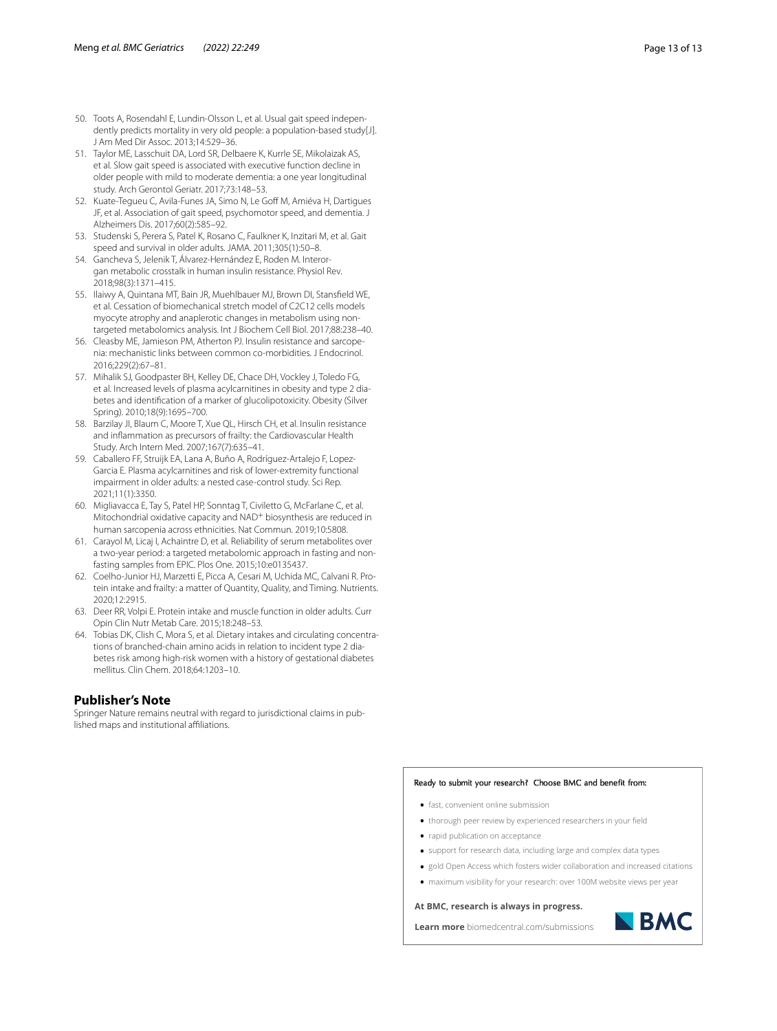50. Toots A, Rosendahl E, Lundin-Olsson L, et al. Usual gait speed independently predicts mortality in very old people: a population-based study[J]. J Am Med Dir Assoc. 2013;14:529–36.
51. Taylor ME, Lasschuit DA, Lord SR, Delbaere K, Kurrle SE, Mikolaizak AS, et al. Slow gait speed is associated with executive function decline in older people with mild to moderate dementia: a one year longitudinal study. Arch Gerontol Geriatr. 2017;73:148–53.
52. Kuate-Tegueu C, Avila-Funes JA, Simo N, Le Goff M, Amiéva H, Dartigues JF, et al. Association of gait speed, psychomotor speed, and dementia. J Alzheimers Dis. 2017;60(2):585–92.
53. Studenski S, Perera S, Patel K, Rosano C, Faulkner K, Inzitari M, et al. Gait speed and survival in older adults. JAMA. 2011;305(1):50–8.
54. Gancheva S, Jelenik T, Álvarez-Hernández E, Roden M. Interorgan metabolic crosstalk in human insulin resistance. Physiol Rev. 2018;98(3):1371–415.
55. Ilaiwy A, Quintana MT, Bain JR, Muehlbauer MJ, Brown DI, Stansfield WE, et al. Cessation of biomechanical stretch model of C2C12 cells models myocyte atrophy and anaplerotic changes in metabolism using non-targeted metabolomics analysis. Int J Biochem Cell Biol. 2017;88:238–40.
56. Cleasby ME, Jamieson PM, Atherton PJ. Insulin resistance and sarcopenia: mechanistic links between common co-morbidities. J Endocrinol. 2016;229(2):67–81.
57. Mihalik SJ, Goodpaster BH, Kelley DE, Chace DH, Vockley J, Toledo FG, et al. Increased levels of plasma acylcarnitines in obesity and type 2 diabetes and identification of a marker of glucolipotoxicity. Obesity (Silver Spring). 2010;18(9):1695–700.
58. Barzilay JI, Blaum C, Moore T, Xue QL, Hirsch CH, et al. Insulin resistance and inflammation as precursors of frailty: the Cardiovascular Health Study. Arch Intern Med. 2007;167(7):635–41.
59. Caballero FF, Struijk EA, Lana A, Buño A, Rodríguez-Artalejo F, Lopez-Garcia E. Plasma acylcarnitines and risk of lower-extremity functional impairment in older adults: a nested case-control study. Sci Rep. 2021;11(1):3350.
60. Migliavacca E, Tay S, Patel HP, Sonntag T, Civiletto G, McFarlane C, et al. Mitochondrial oxidative capacity and $NAD^+$ biosynthesis are reduced in human sarcopenia across ethnicities. Nat Commun. 2019;10:5808.
61. Carayol M, Licaj I, Achaintre D, et al. Reliability of serum metabolites over a two-year period: a targeted metabolomic approach in fasting and non-fasting samples from EPIC. Plos One. 2015;10:e0135437.
62. Coelho-Junior HJ, Marzetti E, Picca A, Cesari M, Uchida MC, Calvani R. Protein intake and frailty: a matter of Quantity, Quality, and Timing. Nutrients. 2020;12:2915.
63. Deer RR, Volpi E. Protein intake and muscle function in older adults. Curr Opin Clin Nutr Metab Care. 2015;18:248–53.
64. Tobias DK, Clish C, Mora S, et al. Dietary intakes and circulating concentrations of branched-chain amino acids in relation to incident type 2 diabetes risk among high-risk women with a history of gestational diabetes mellitus. Clin Chem. 2018;64:1203–10.

## Publisher's Note

Springer Nature remains neutral with regard to jurisdictional claims in published maps and institutional affiliations.

Ready to submit your research? Choose BMC and benefit from:

- fast, convenient online submission
- thorough peer review by experienced researchers in your field
- rapid publication on acceptance
- support for research data, including large and complex data types
- gold Open Access which fosters wider collaboration and increased citations
- maximum visibility for your research: over 100M website views per year

**At BMC, research is always in progress.**

**Learn more** biomedcentral.com/submissions

BMC